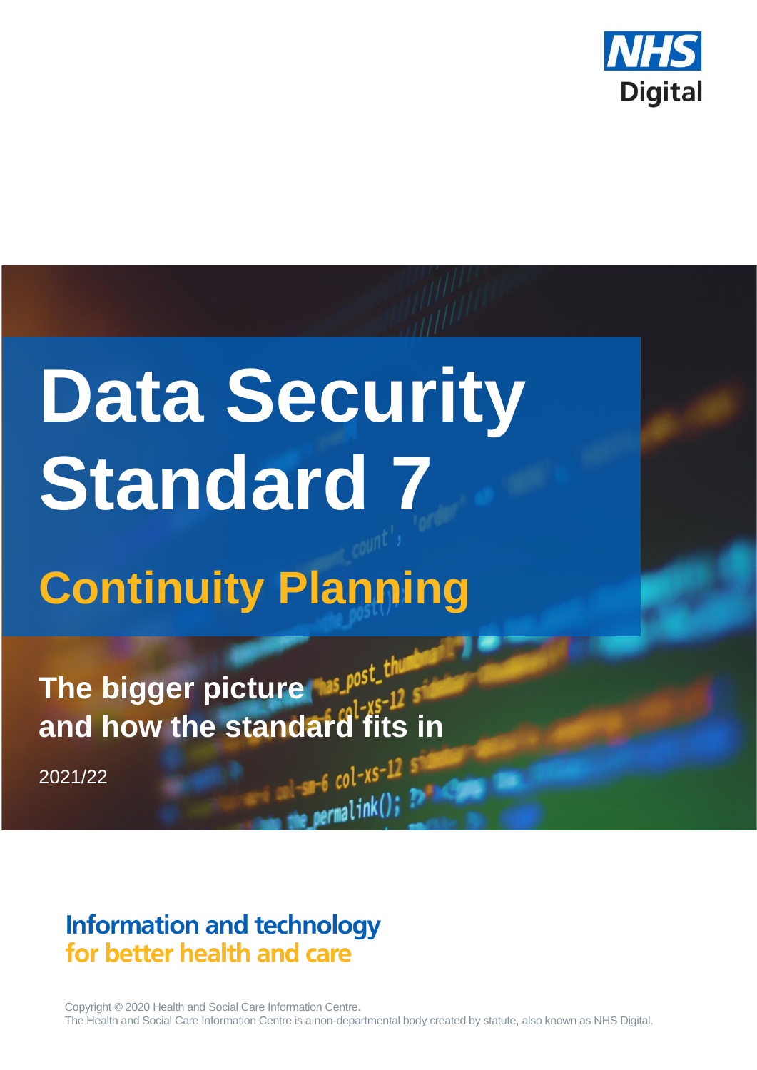NHS Digital

# Data Security Standard 7

## Continuity Planning

**The bigger picture and how the standard fits in**

2021/22

**Information and technology for better health and care**

Copyright © 2020 Health and Social Care Information Centre.
The Health and Social Care Information Centre is a non-departmental body created by statute, also known as NHS Digital.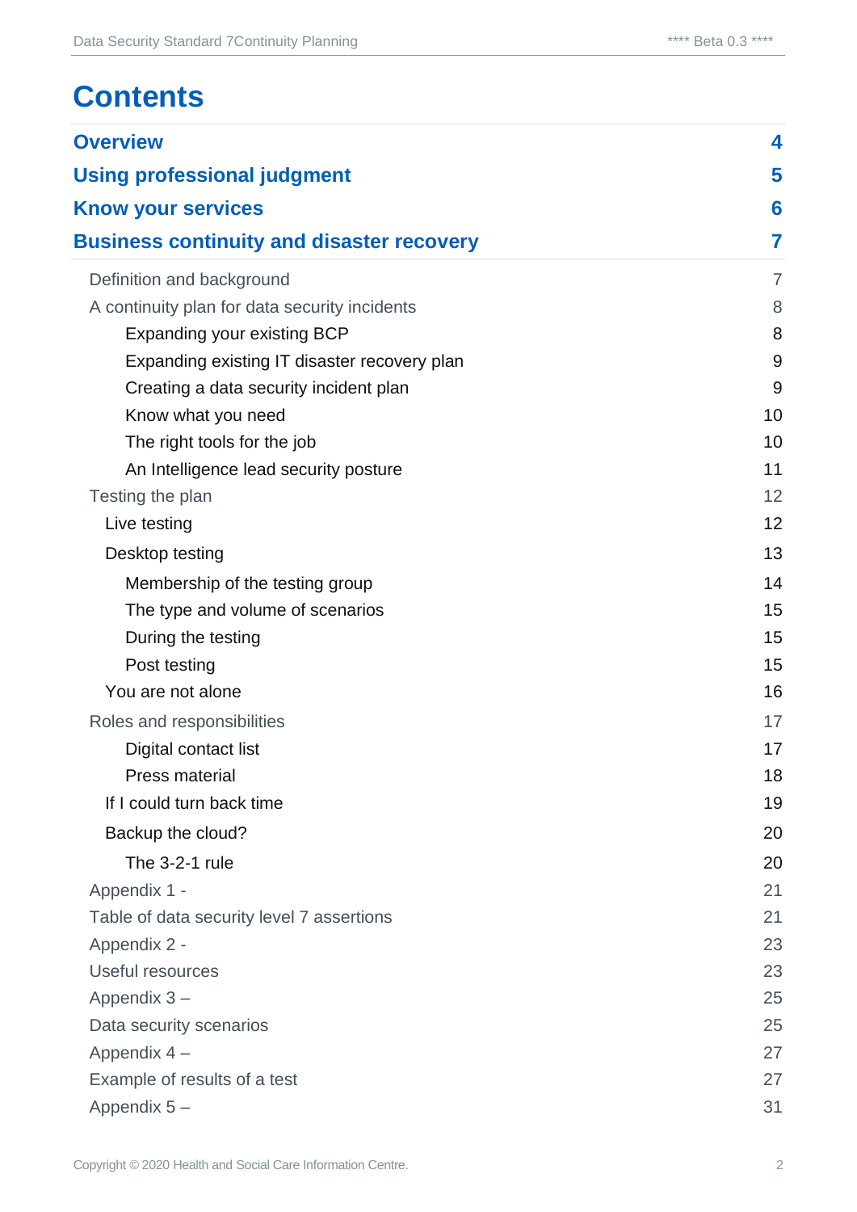# Contents

| | |
|---|---|
| **Overview** | **4** |
| **Using professional judgment** | **5** |
| **Know your services** | **6** |
| **Business continuity and disaster recovery** | **7** |
| Definition and background | 7 |
| A continuity plan for data security incidents | 8 |
| Expanding your existing BCP | 8 |
| Expanding existing IT disaster recovery plan | 9 |
| Creating a data security incident plan | 9 |
| Know what you need | 10 |
| The right tools for the job | 10 |
| An Intelligence lead security posture | 11 |
| Testing the plan | 12 |
| Live testing | 12 |
| Desktop testing | 13 |
| Membership of the testing group | 14 |
| The type and volume of scenarios | 15 |
| During the testing | 15 |
| Post testing | 15 |
| You are not alone | 16 |
| Roles and responsibilities | 17 |
| Digital contact list | 17 |
| Press material | 18 |
| If I could turn back time | 19 |
| Backup the cloud? | 20 |
| The 3-2-1 rule | 20 |
| Appendix 1 - | 21 |
| Table of data security level 7 assertions | 21 |
| Appendix 2 - | 23 |
| Useful resources | 23 |
| Appendix 3 – | 25 |
| Data security scenarios | 25 |
| Appendix 4 – | 27 |
| Example of results of a test | 27 |
| Appendix 5 – | 31 |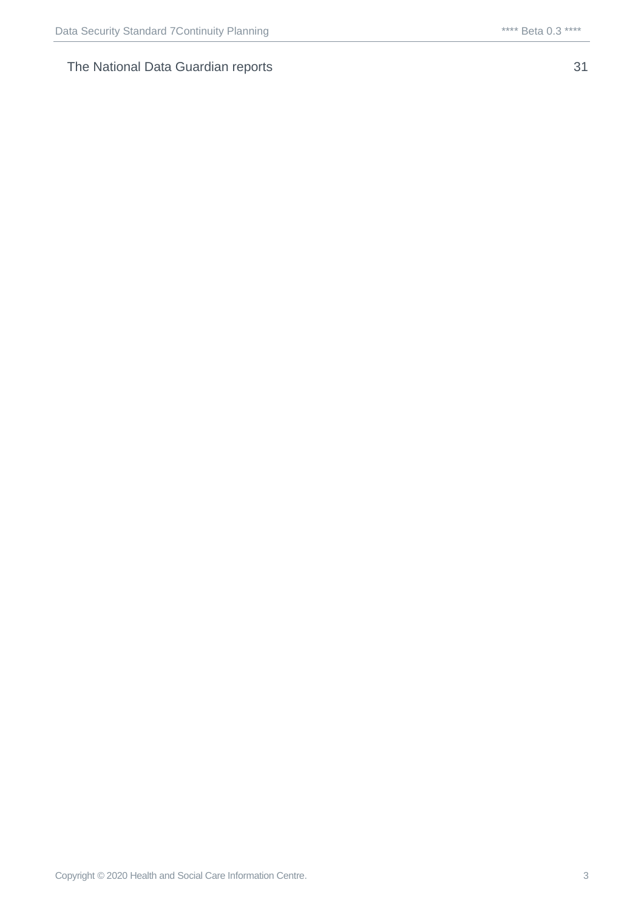The National Data Guardian reports 31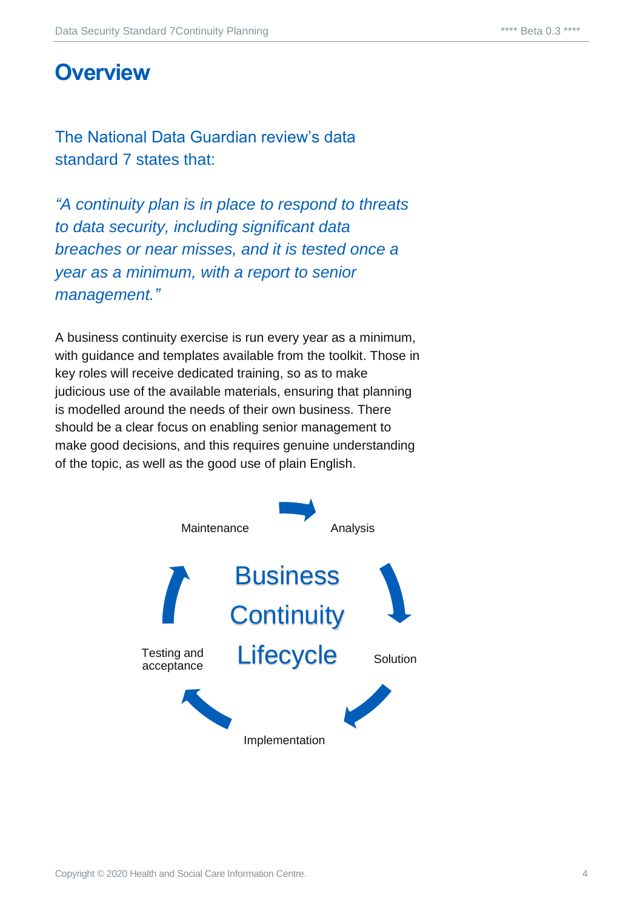# Overview

The National Data Guardian review's data standard 7 states that:

*"A continuity plan is in place to respond to threats to data security, including significant data breaches or near misses, and it is tested once a year as a minimum, with a report to senior management."*

A business continuity exercise is run every year as a minimum, with guidance and templates available from the toolkit. Those in key roles will receive dedicated training, so as to make judicious use of the available materials, ensuring that planning is modelled around the needs of their own business. There should be a clear focus on enabling senior management to make good decisions, and this requires genuine understanding of the topic, as well as the good use of plain English.

Business Continuity Lifecycle

Maintenance → Analysis → Solution → Implementation → Testing and acceptance → Maintenance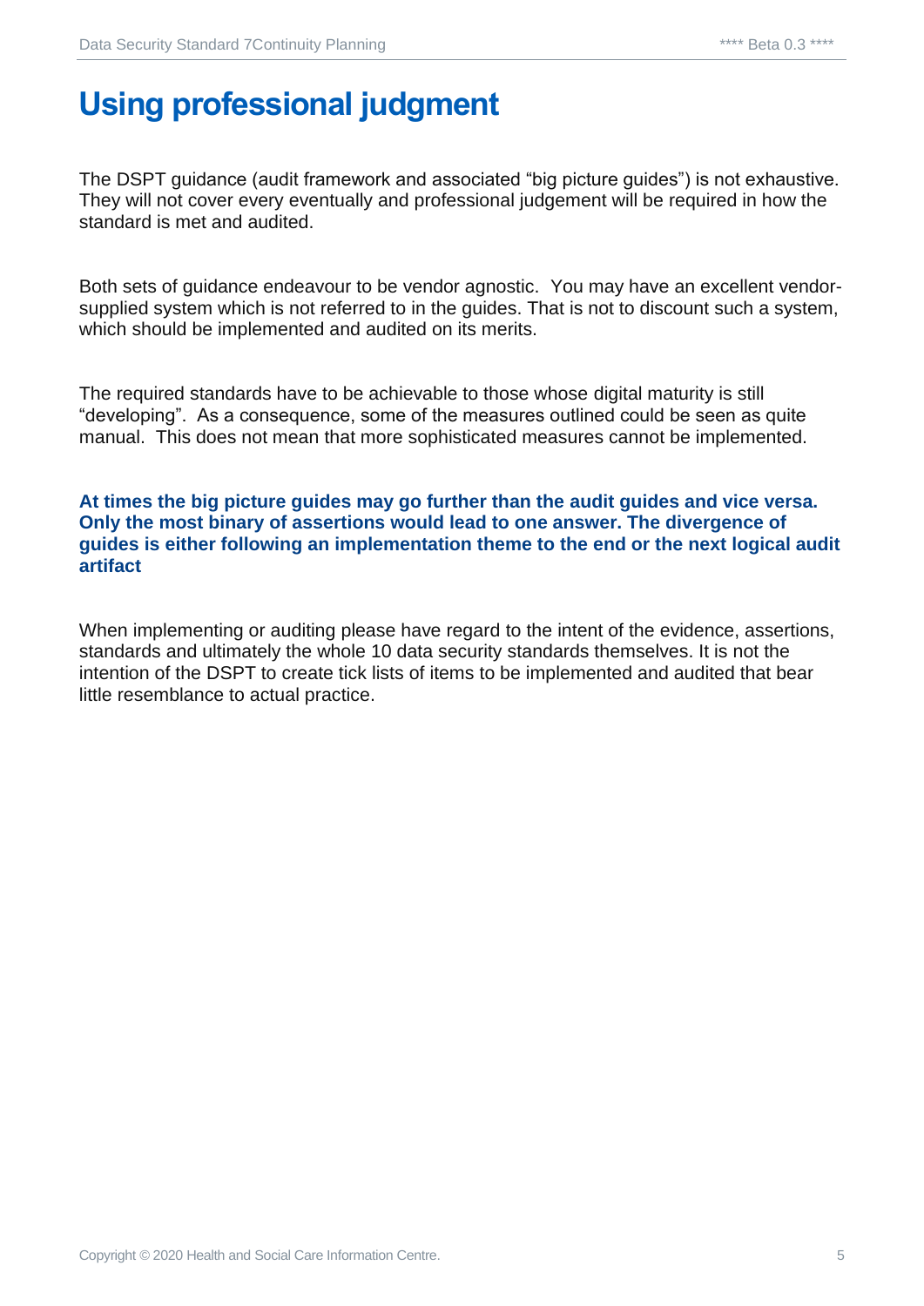# Using professional judgment

The DSPT guidance (audit framework and associated "big picture guides") is not exhaustive. They will not cover every eventually and professional judgement will be required in how the standard is met and audited.

Both sets of guidance endeavour to be vendor agnostic. You may have an excellent vendor-supplied system which is not referred to in the guides. That is not to discount such a system, which should be implemented and audited on its merits.

The required standards have to be achievable to those whose digital maturity is still "developing". As a consequence, some of the measures outlined could be seen as quite manual. This does not mean that more sophisticated measures cannot be implemented.

**At times the big picture guides may go further than the audit guides and vice versa. Only the most binary of assertions would lead to one answer. The divergence of guides is either following an implementation theme to the end or the next logical audit artifact**

When implementing or auditing please have regard to the intent of the evidence, assertions, standards and ultimately the whole 10 data security standards themselves. It is not the intention of the DSPT to create tick lists of items to be implemented and audited that bear little resemblance to actual practice.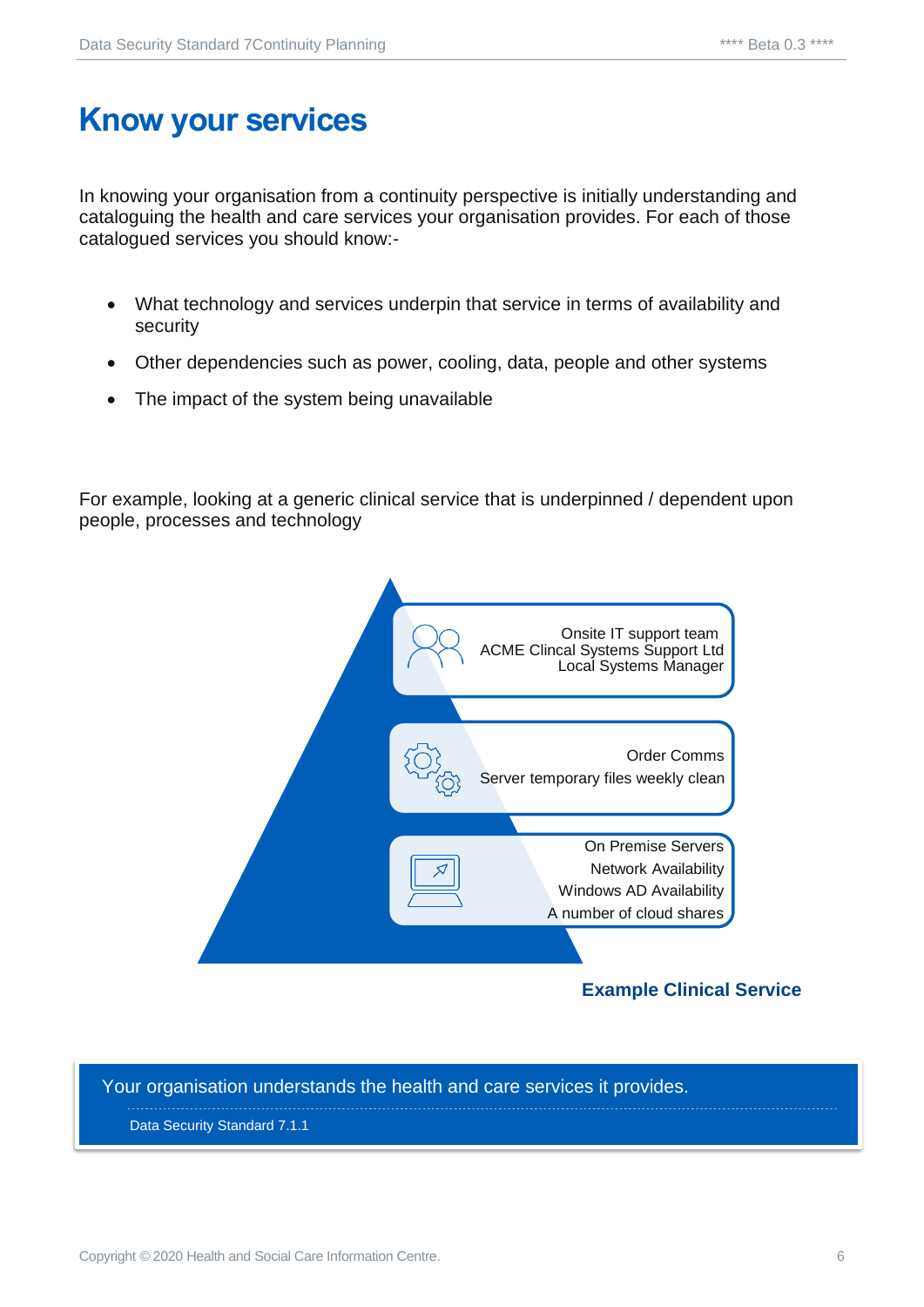# Know your services

In knowing your organisation from a continuity perspective is initially understanding and cataloguing the health and care services your organisation provides. For each of those catalogued services you should know:-

- What technology and services underpin that service in terms of availability and security
- Other dependencies such as power, cooling, data, people and other systems
- The impact of the system being unavailable

For example, looking at a generic clinical service that is underpinned / dependent upon people, processes and technology

Onsite IT support team
ACME Clincal Systems Support Ltd
Local Systems Manager

Order Comms
Server temporary files weekly clean

On Premise Servers
Network Availability
Windows AD Availability
A number of cloud shares

**Example Clinical Service**

> Your organisation understands the health and care services it provides.
>
> Data Security Standard 7.1.1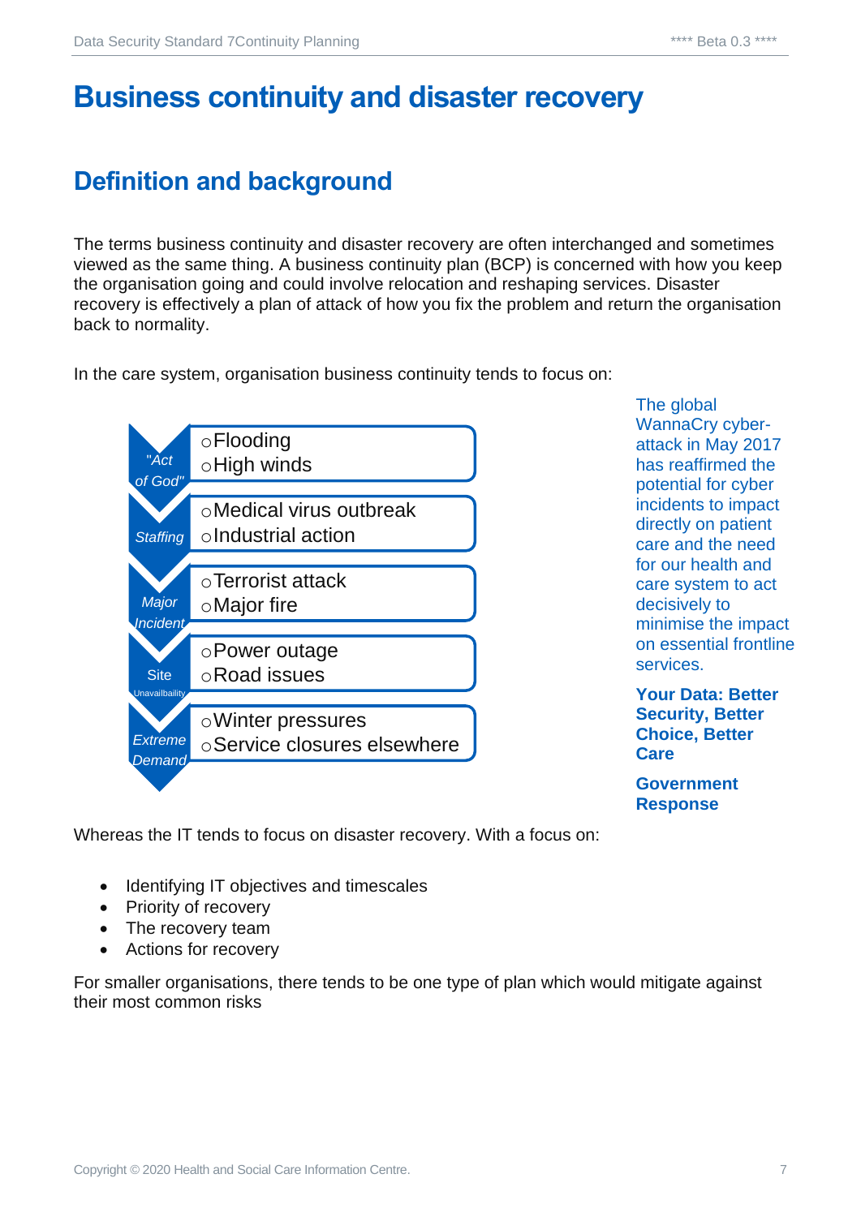# Business continuity and disaster recovery

## Definition and background

The terms business continuity and disaster recovery are often interchanged and sometimes viewed as the same thing. A business continuity plan (BCP) is concerned with how you keep the organisation going and could involve relocation and reshaping services. Disaster recovery is effectively a plan of attack of how you fix the problem and return the organisation back to normality.

In the care system, organisation business continuity tends to focus on:

| Category | Examples |
|---|---|
| *"Act of God"* | Flooding<br>High winds |
| *Staffing* | Medical virus outbreak<br>Industrial action |
| *Major Incident* | Terrorist attack<br>Major fire |
| Site Unavailbaility | Power outage<br>Road issues |
| *Extreme Demand* | Winter pressures<br>Service closures elsewhere |

The global WannaCry cyber-attack in May 2017 has reaffirmed the potential for cyber incidents to impact directly on patient care and the need for our health and care system to act decisively to minimise the impact on essential frontline services.

**Your Data: Better Security, Better Choice, Better Care**

**Government Response**

Whereas the IT tends to focus on disaster recovery. With a focus on:

- Identifying IT objectives and timescales
- Priority of recovery
- The recovery team
- Actions for recovery

For smaller organisations, there tends to be one type of plan which would mitigate against their most common risks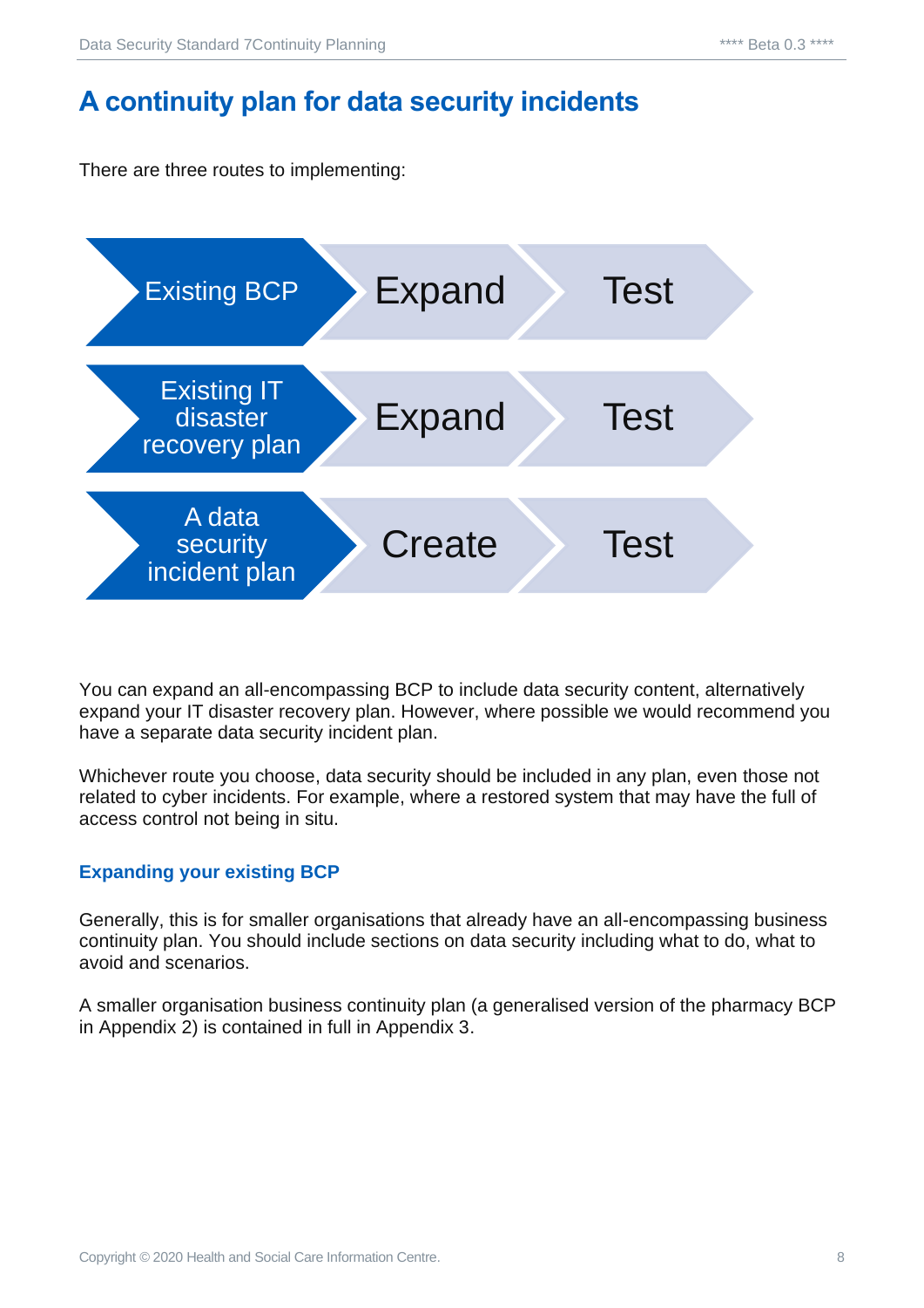# A continuity plan for data security incidents

There are three routes to implementing:

| Route | Step 1 | Step 2 |
|---|---|---|
| Existing BCP | Expand | Test |
| Existing IT disaster recovery plan | Expand | Test |
| A data security incident plan | Create | Test |

You can expand an all-encompassing BCP to include data security content, alternatively expand your IT disaster recovery plan. However, where possible we would recommend you have a separate data security incident plan.

Whichever route you choose, data security should be included in any plan, even those not related to cyber incidents. For example, where a restored system that may have the full of access control not being in situ.

### Expanding your existing BCP

Generally, this is for smaller organisations that already have an all-encompassing business continuity plan. You should include sections on data security including what to do, what to avoid and scenarios.

A smaller organisation business continuity plan (a generalised version of the pharmacy BCP in Appendix 2) is contained in full in Appendix 3.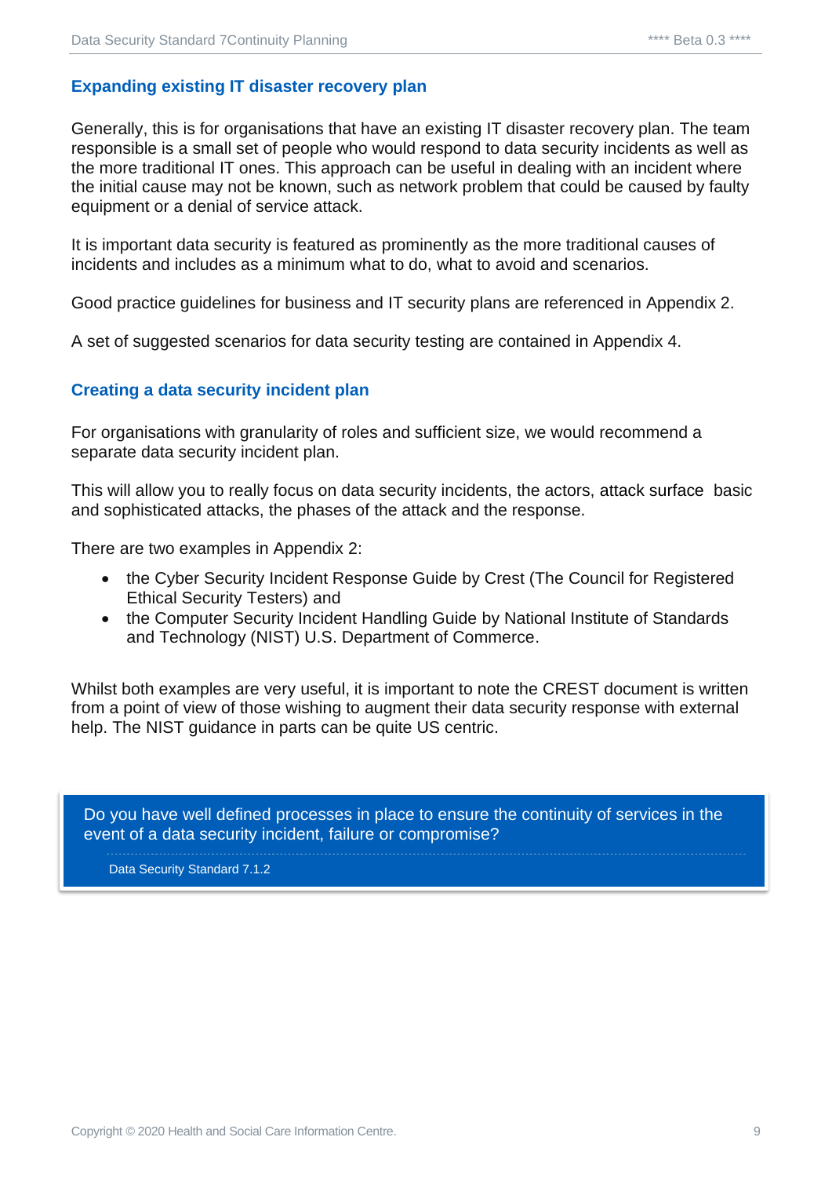## Expanding existing IT disaster recovery plan

Generally, this is for organisations that have an existing IT disaster recovery plan. The team responsible is a small set of people who would respond to data security incidents as well as the more traditional IT ones. This approach can be useful in dealing with an incident where the initial cause may not be known, such as network problem that could be caused by faulty equipment or a denial of service attack.

It is important data security is featured as prominently as the more traditional causes of incidents and includes as a minimum what to do, what to avoid and scenarios.

Good practice guidelines for business and IT security plans are referenced in Appendix 2.

A set of suggested scenarios for data security testing are contained in Appendix 4.

## Creating a data security incident plan

For organisations with granularity of roles and sufficient size, we would recommend a separate data security incident plan.

This will allow you to really focus on data security incidents, the actors, attack surface basic and sophisticated attacks, the phases of the attack and the response.

There are two examples in Appendix 2:

- the Cyber Security Incident Response Guide by Crest (The Council for Registered Ethical Security Testers) and
- the Computer Security Incident Handling Guide by National Institute of Standards and Technology (NIST) U.S. Department of Commerce.

Whilst both examples are very useful, it is important to note the CREST document is written from a point of view of those wishing to augment their data security response with external help. The NIST guidance in parts can be quite US centric.

> Do you have well defined processes in place to ensure the continuity of services in the event of a data security incident, failure or compromise?
>
> Data Security Standard 7.1.2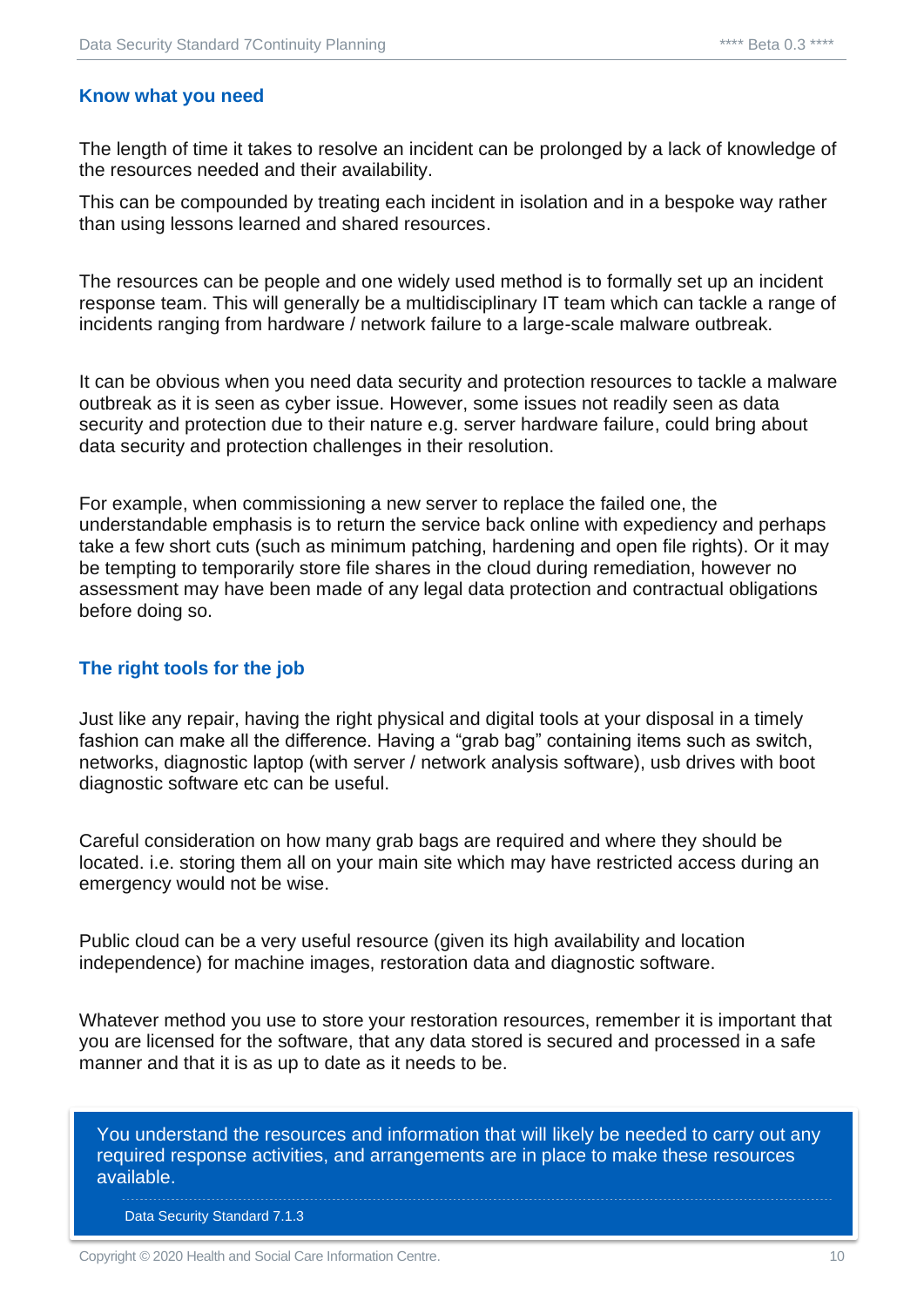### Know what you need

The length of time it takes to resolve an incident can be prolonged by a lack of knowledge of the resources needed and their availability.

This can be compounded by treating each incident in isolation and in a bespoke way rather than using lessons learned and shared resources.

The resources can be people and one widely used method is to formally set up an incident response team. This will generally be a multidisciplinary IT team which can tackle a range of incidents ranging from hardware / network failure to a large-scale malware outbreak.

It can be obvious when you need data security and protection resources to tackle a malware outbreak as it is seen as cyber issue. However, some issues not readily seen as data security and protection due to their nature e.g. server hardware failure, could bring about data security and protection challenges in their resolution.

For example, when commissioning a new server to replace the failed one, the understandable emphasis is to return the service back online with expediency and perhaps take a few short cuts (such as minimum patching, hardening and open file rights). Or it may be tempting to temporarily store file shares in the cloud during remediation, however no assessment may have been made of any legal data protection and contractual obligations before doing so.

### The right tools for the job

Just like any repair, having the right physical and digital tools at your disposal in a timely fashion can make all the difference. Having a "grab bag" containing items such as switch, networks, diagnostic laptop (with server / network analysis software), usb drives with boot diagnostic software etc can be useful.

Careful consideration on how many grab bags are required and where they should be located. i.e. storing them all on your main site which may have restricted access during an emergency would not be wise.

Public cloud can be a very useful resource (given its high availability and location independence) for machine images, restoration data and diagnostic software.

Whatever method you use to store your restoration resources, remember it is important that you are licensed for the software, that any data stored is secured and processed in a safe manner and that it is as up to date as it needs to be.

> You understand the resources and information that will likely be needed to carry out any required response activities, and arrangements are in place to make these resources available.
>
> Data Security Standard 7.1.3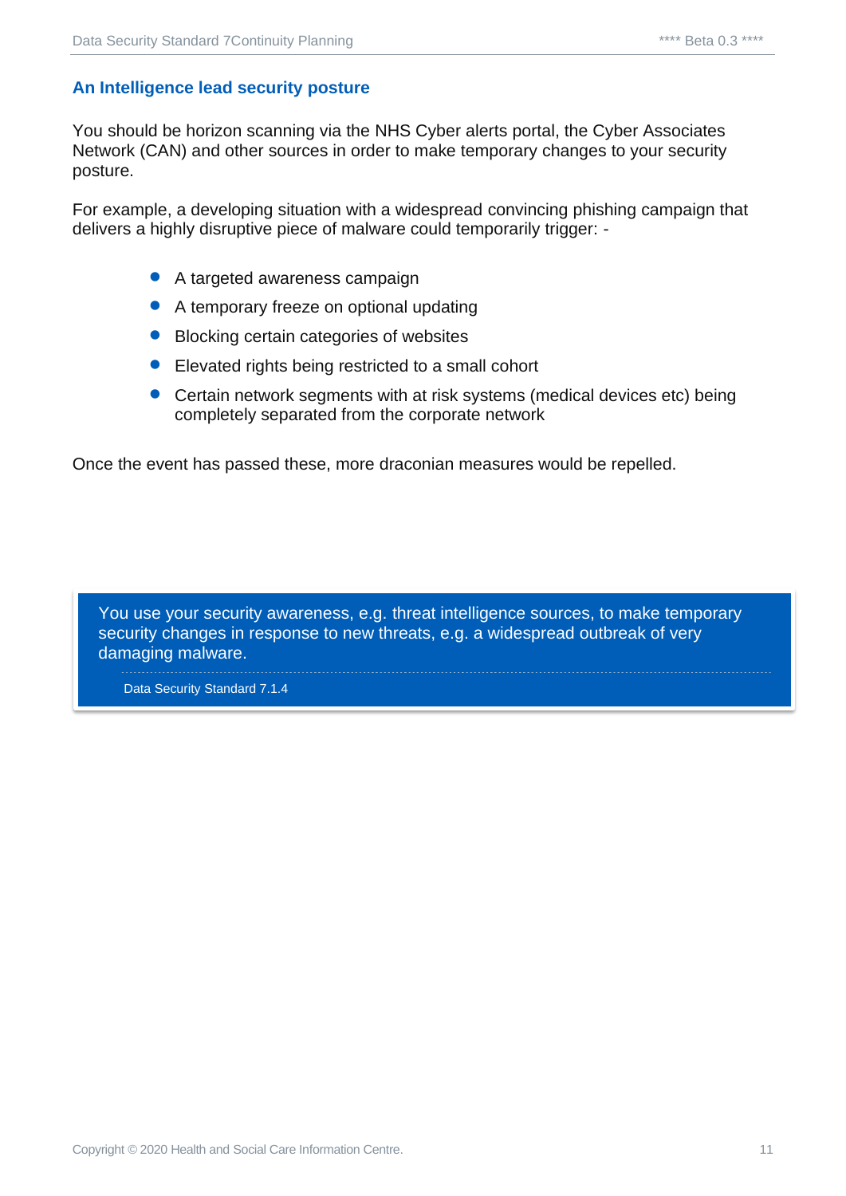## An Intelligence lead security posture

You should be horizon scanning via the NHS Cyber alerts portal, the Cyber Associates Network (CAN) and other sources in order to make temporary changes to your security posture.

For example, a developing situation with a widespread convincing phishing campaign that delivers a highly disruptive piece of malware could temporarily trigger: -

- A targeted awareness campaign
- A temporary freeze on optional updating
- Blocking certain categories of websites
- Elevated rights being restricted to a small cohort
- Certain network segments with at risk systems (medical devices etc) being completely separated from the corporate network

Once the event has passed these, more draconian measures would be repelled.

> You use your security awareness, e.g. threat intelligence sources, to make temporary security changes in response to new threats, e.g. a widespread outbreak of very damaging malware.
>
> Data Security Standard 7.1.4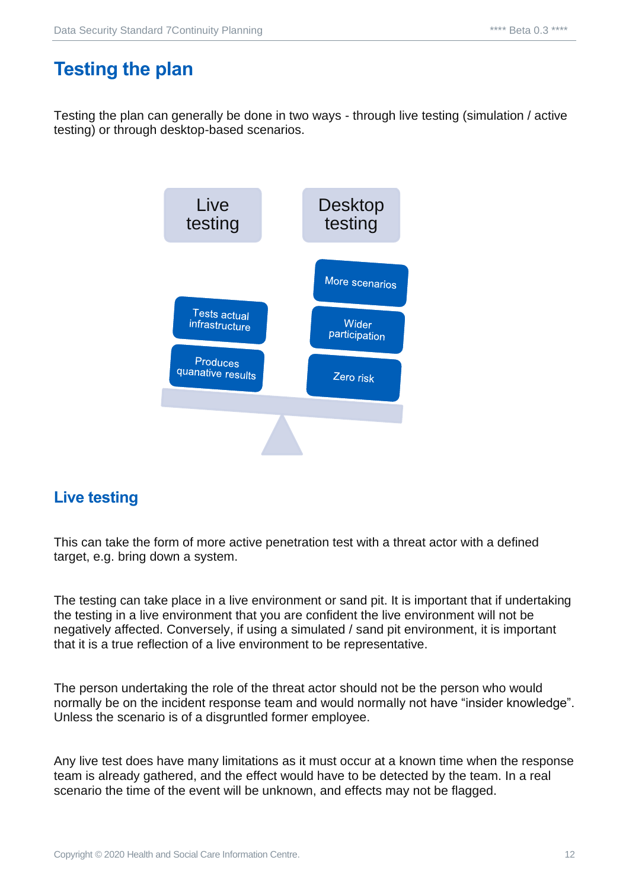## Testing the plan

Testing the plan can generally be done in two ways - through live testing (simulation / active testing) or through desktop-based scenarios.

Live testing

Desktop testing

Tests actual infrastructure

Produces quanative results

More scenarios

Wider participation

Zero risk

### Live testing

This can take the form of more active penetration test with a threat actor with a defined target, e.g. bring down a system.

The testing can take place in a live environment or sand pit. It is important that if undertaking the testing in a live environment that you are confident the live environment will not be negatively affected. Conversely, if using a simulated / sand pit environment, it is important that it is a true reflection of a live environment to be representative.

The person undertaking the role of the threat actor should not be the person who would normally be on the incident response team and would normally not have "insider knowledge". Unless the scenario is of a disgruntled former employee.

Any live test does have many limitations as it must occur at a known time when the response team is already gathered, and the effect would have to be detected by the team. In a real scenario the time of the event will be unknown, and effects may not be flagged.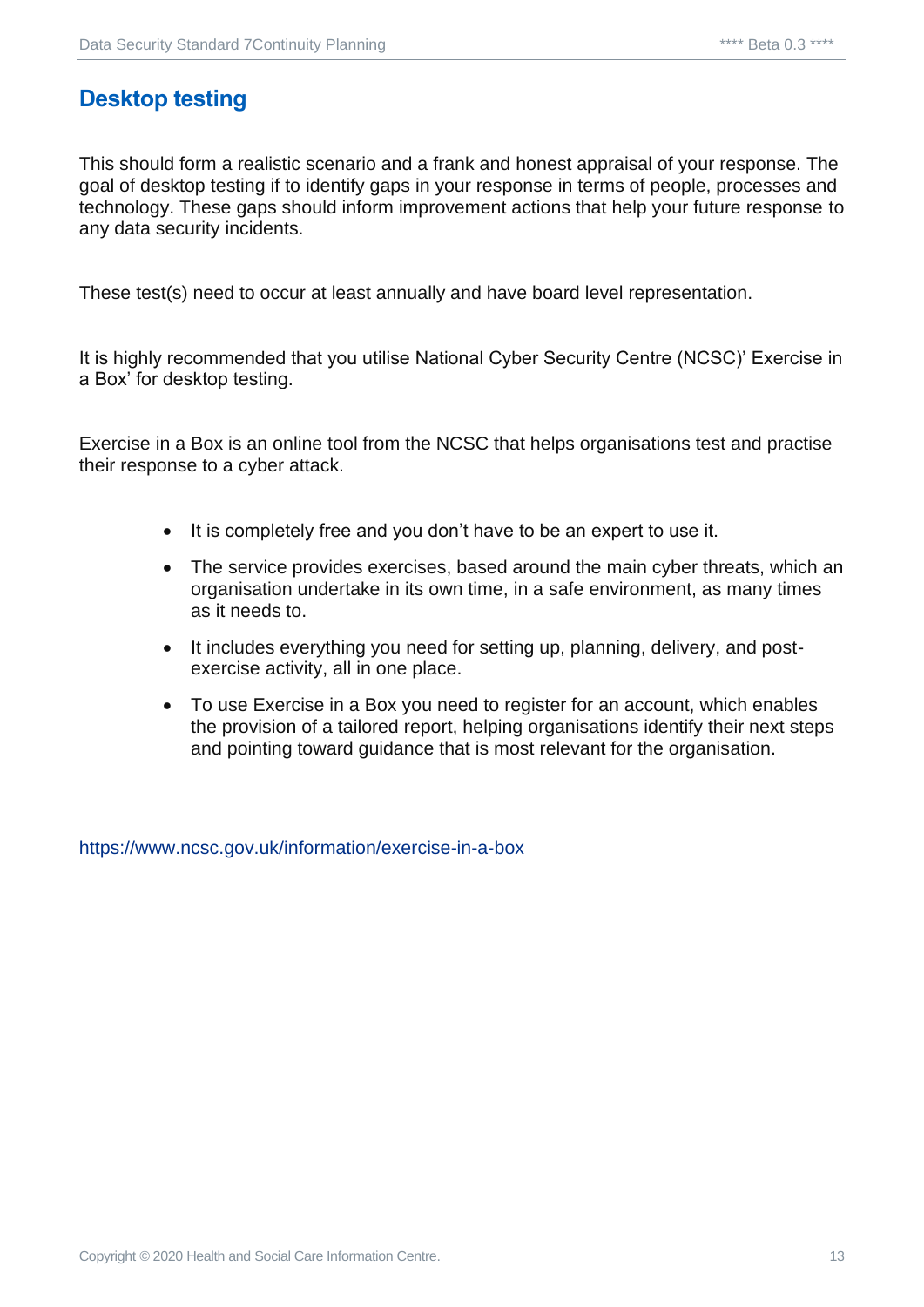## Desktop testing

This should form a realistic scenario and a frank and honest appraisal of your response. The goal of desktop testing if to identify gaps in your response in terms of people, processes and technology. These gaps should inform improvement actions that help your future response to any data security incidents.

These test(s) need to occur at least annually and have board level representation.

It is highly recommended that you utilise National Cyber Security Centre (NCSC)' Exercise in a Box' for desktop testing.

Exercise in a Box is an online tool from the NCSC that helps organisations test and practise their response to a cyber attack.

- It is completely free and you don't have to be an expert to use it.
- The service provides exercises, based around the main cyber threats, which an organisation undertake in its own time, in a safe environment, as many times as it needs to.
- It includes everything you need for setting up, planning, delivery, and post-exercise activity, all in one place.
- To use Exercise in a Box you need to register for an account, which enables the provision of a tailored report, helping organisations identify their next steps and pointing toward guidance that is most relevant for the organisation.

https://www.ncsc.gov.uk/information/exercise-in-a-box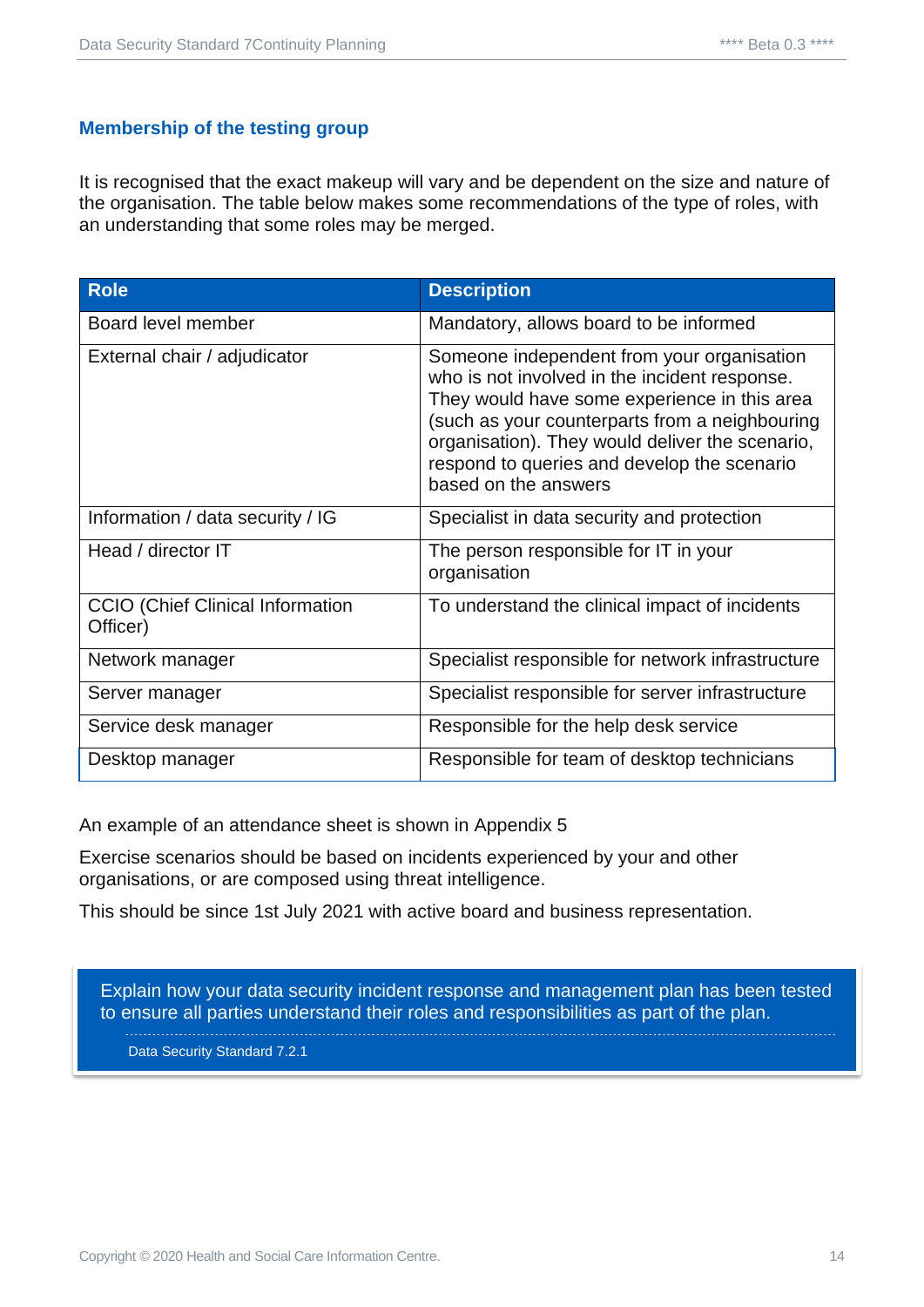### Membership of the testing group

It is recognised that the exact makeup will vary and be dependent on the size and nature of the organisation. The table below makes some recommendations of the type of roles, with an understanding that some roles may be merged.

| Role | Description |
|---|---|
| Board level member | Mandatory, allows board to be informed |
| External chair / adjudicator | Someone independent from your organisation who is not involved in the incident response. They would have some experience in this area (such as your counterparts from a neighbouring organisation). They would deliver the scenario, respond to queries and develop the scenario based on the answers |
| Information / data security / IG | Specialist in data security and protection |
| Head / director IT | The person responsible for IT in your organisation |
| CCIO (Chief Clinical Information Officer) | To understand the clinical impact of incidents |
| Network manager | Specialist responsible for network infrastructure |
| Server manager | Specialist responsible for server infrastructure |
| Service desk manager | Responsible for the help desk service |
| Desktop manager | Responsible for team of desktop technicians |

An example of an attendance sheet is shown in Appendix 5

Exercise scenarios should be based on incidents experienced by your and other organisations, or are composed using threat intelligence.

This should be since 1st July 2021 with active board and business representation.

> Explain how your data security incident response and management plan has been tested to ensure all parties understand their roles and responsibilities as part of the plan.
>
> Data Security Standard 7.2.1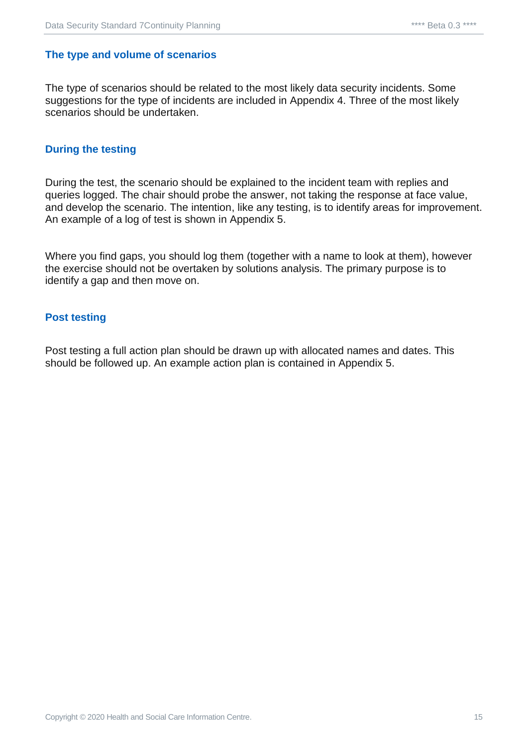### The type and volume of scenarios

The type of scenarios should be related to the most likely data security incidents. Some suggestions for the type of incidents are included in Appendix 4. Three of the most likely scenarios should be undertaken.

### During the testing

During the test, the scenario should be explained to the incident team with replies and queries logged. The chair should probe the answer, not taking the response at face value, and develop the scenario. The intention, like any testing, is to identify areas for improvement. An example of a log of test is shown in Appendix 5.

Where you find gaps, you should log them (together with a name to look at them), however the exercise should not be overtaken by solutions analysis. The primary purpose is to identify a gap and then move on.

### Post testing

Post testing a full action plan should be drawn up with allocated names and dates. This should be followed up. An example action plan is contained in Appendix 5.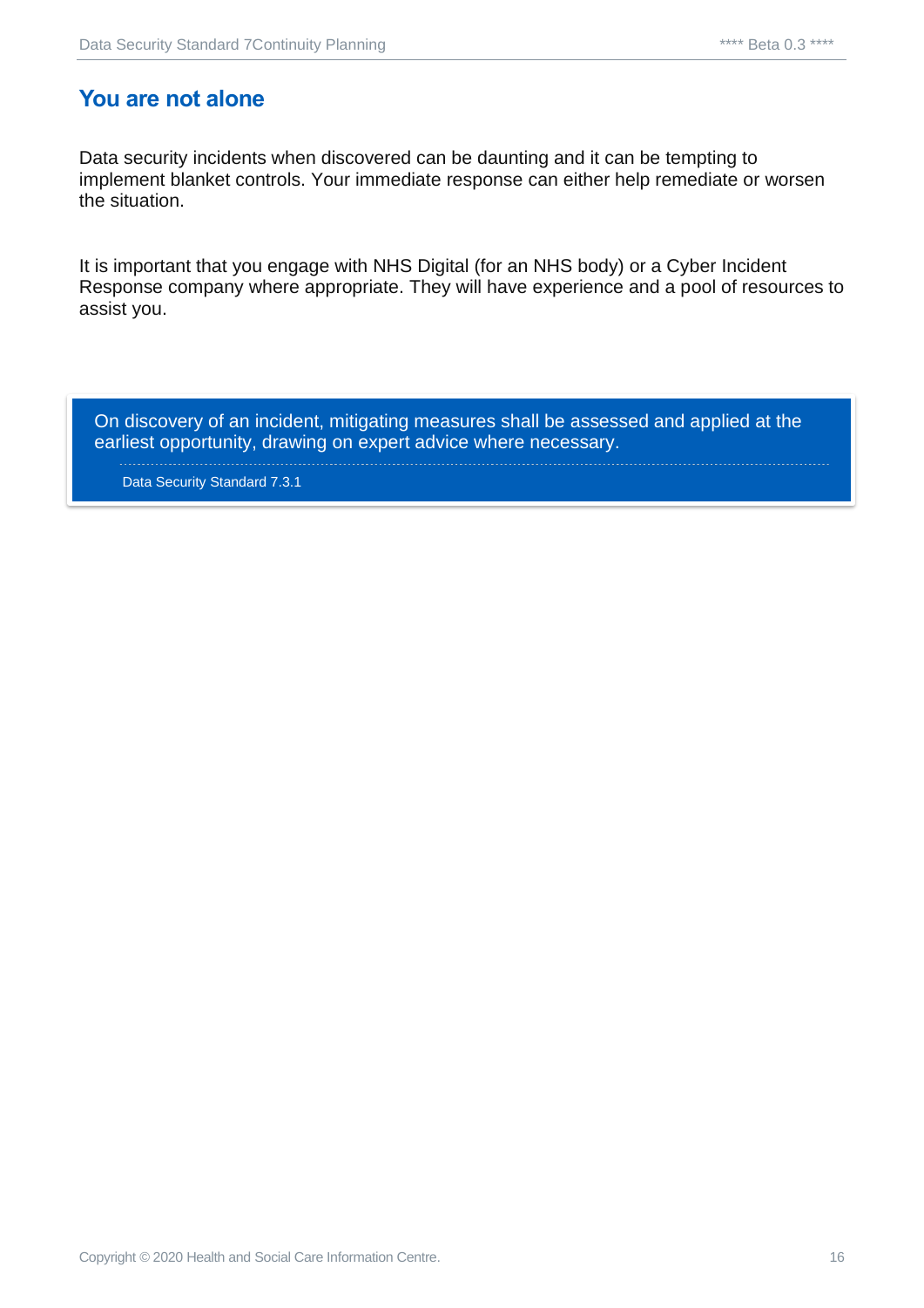## You are not alone

Data security incidents when discovered can be daunting and it can be tempting to implement blanket controls. Your immediate response can either help remediate or worsen the situation.

It is important that you engage with NHS Digital (for an NHS body) or a Cyber Incident Response company where appropriate. They will have experience and a pool of resources to assist you.

> On discovery of an incident, mitigating measures shall be assessed and applied at the earliest opportunity, drawing on expert advice where necessary.
>
> Data Security Standard 7.3.1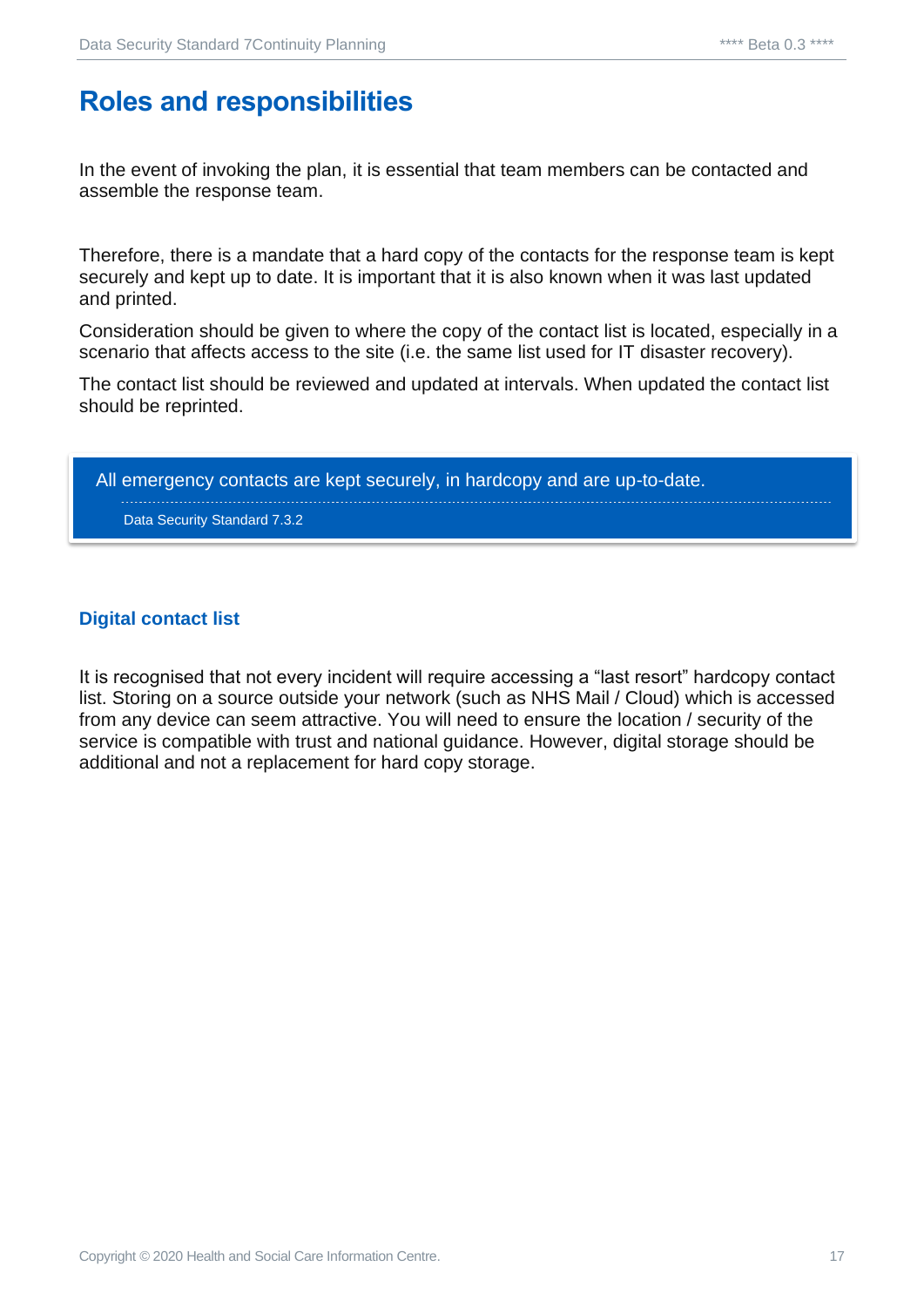# Roles and responsibilities

In the event of invoking the plan, it is essential that team members can be contacted and assemble the response team.

Therefore, there is a mandate that a hard copy of the contacts for the response team is kept securely and kept up to date. It is important that it is also known when it was last updated and printed.

Consideration should be given to where the copy of the contact list is located, especially in a scenario that affects access to the site (i.e. the same list used for IT disaster recovery).

The contact list should be reviewed and updated at intervals. When updated the contact list should be reprinted.

> All emergency contacts are kept securely, in hardcopy and are up-to-date.
>
> Data Security Standard 7.3.2

### Digital contact list

It is recognised that not every incident will require accessing a "last resort" hardcopy contact list. Storing on a source outside your network (such as NHS Mail / Cloud) which is accessed from any device can seem attractive. You will need to ensure the location / security of the service is compatible with trust and national guidance. However, digital storage should be additional and not a replacement for hard copy storage.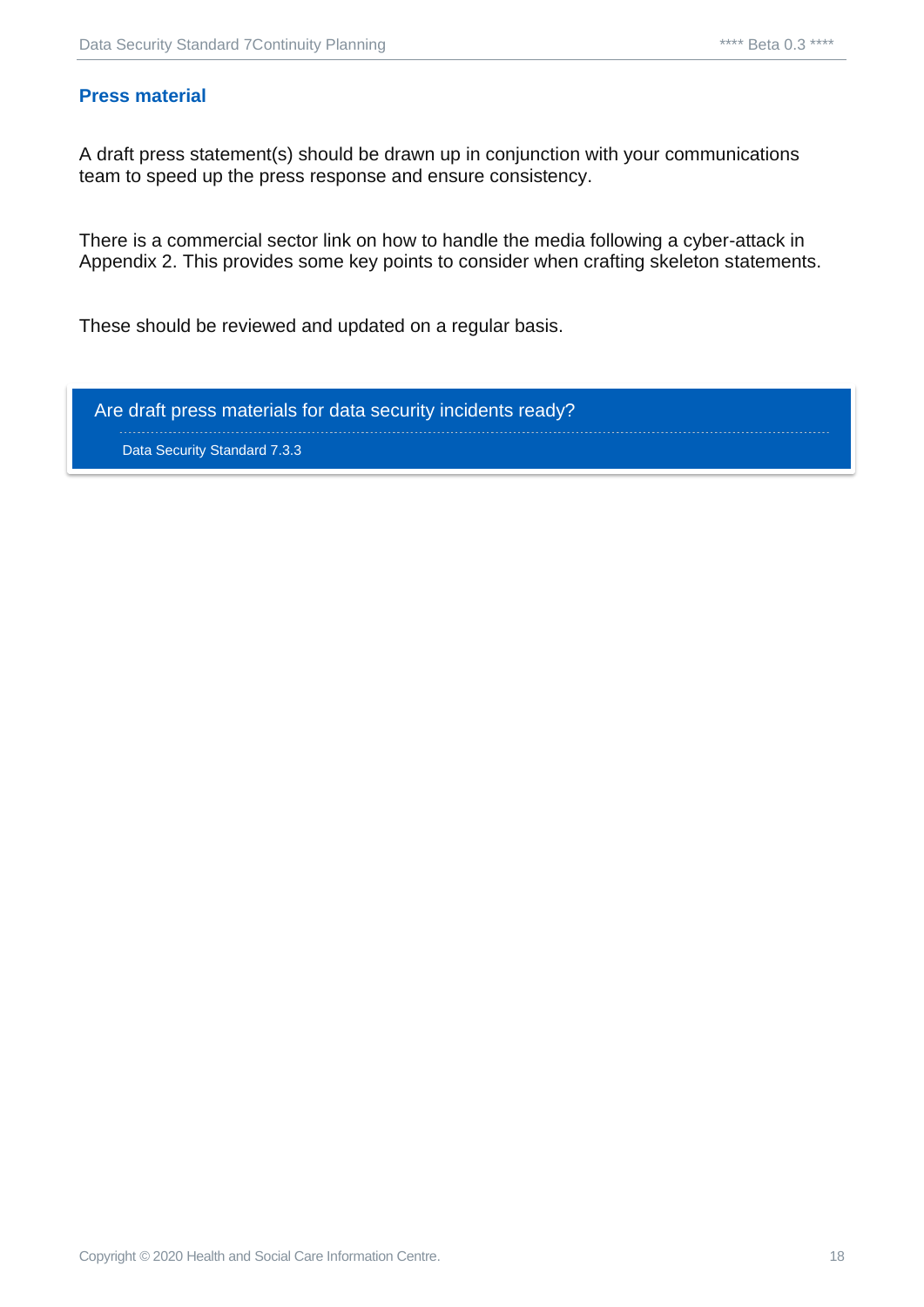## Press material

A draft press statement(s) should be drawn up in conjunction with your communications team to speed up the press response and ensure consistency.

There is a commercial sector link on how to handle the media following a cyber-attack in Appendix 2. This provides some key points to consider when crafting skeleton statements.

These should be reviewed and updated on a regular basis.

> Are draft press materials for data security incidents ready?
>
> Data Security Standard 7.3.3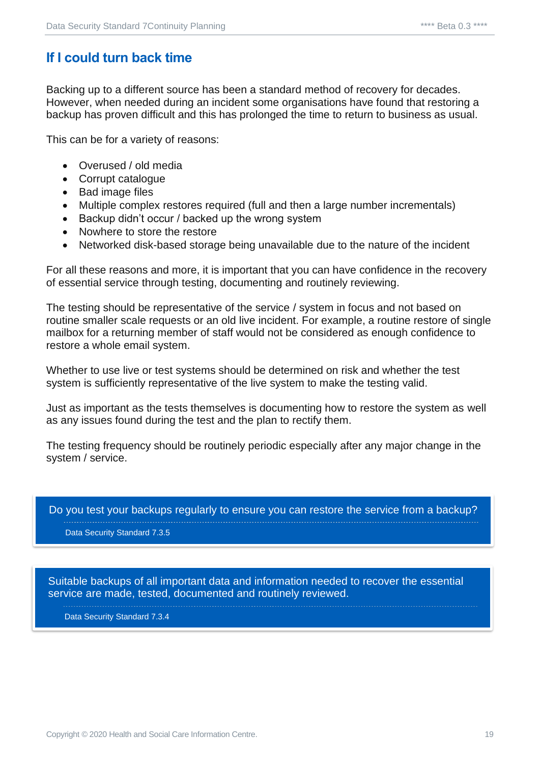## If I could turn back time

Backing up to a different source has been a standard method of recovery for decades. However, when needed during an incident some organisations have found that restoring a backup has proven difficult and this has prolonged the time to return to business as usual.

This can be for a variety of reasons:

- Overused / old media
- Corrupt catalogue
- Bad image files
- Multiple complex restores required (full and then a large number incrementals)
- Backup didn't occur / backed up the wrong system
- Nowhere to store the restore
- Networked disk-based storage being unavailable due to the nature of the incident

For all these reasons and more, it is important that you can have confidence in the recovery of essential service through testing, documenting and routinely reviewing.

The testing should be representative of the service / system in focus and not based on routine smaller scale requests or an old live incident. For example, a routine restore of single mailbox for a returning member of staff would not be considered as enough confidence to restore a whole email system.

Whether to use live or test systems should be determined on risk and whether the test system is sufficiently representative of the live system to make the testing valid.

Just as important as the tests themselves is documenting how to restore the system as well as any issues found during the test and the plan to rectify them.

The testing frequency should be routinely periodic especially after any major change in the system / service.

> Do you test your backups regularly to ensure you can restore the service from a backup?
>
> Data Security Standard 7.3.5

> Suitable backups of all important data and information needed to recover the essential service are made, tested, documented and routinely reviewed.
>
> Data Security Standard 7.3.4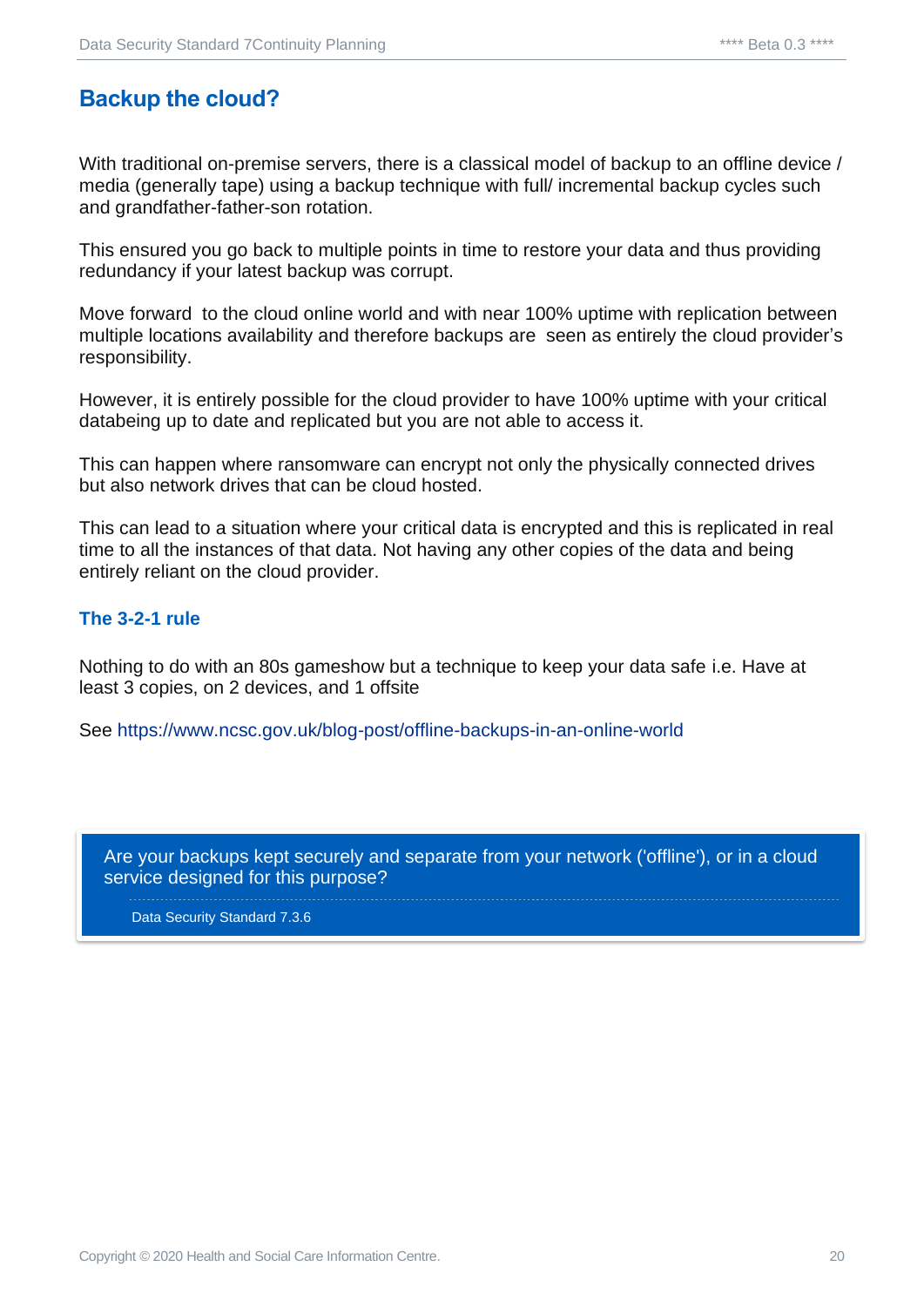## Backup the cloud?

With traditional on-premise servers, there is a classical model of backup to an offline device / media (generally tape) using a backup technique with full/ incremental backup cycles such and grandfather-father-son rotation.

This ensured you go back to multiple points in time to restore your data and thus providing redundancy if your latest backup was corrupt.

Move forward  to the cloud online world and with near 100% uptime with replication between multiple locations availability and therefore backups are  seen as entirely the cloud provider's responsibility.

However, it is entirely possible for the cloud provider to have 100% uptime with your critical databeing up to date and replicated but you are not able to access it.

This can happen where ransomware can encrypt not only the physically connected drives but also network drives that can be cloud hosted.

This can lead to a situation where your critical data is encrypted and this is replicated in real time to all the instances of that data. Not having any other copies of the data and being entirely reliant on the cloud provider.

### The 3-2-1 rule

Nothing to do with an 80s gameshow but a technique to keep your data safe i.e. Have at least 3 copies, on 2 devices, and 1 offsite

See https://www.ncsc.gov.uk/blog-post/offline-backups-in-an-online-world

> Are your backups kept securely and separate from your network ('offline'), or in a cloud service designed for this purpose?
>
> Data Security Standard 7.3.6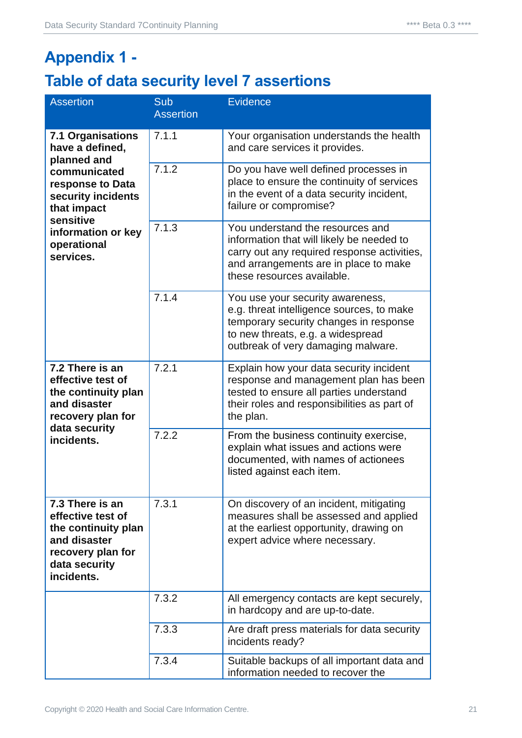# Appendix 1 -

## Table of data security level 7 assertions

| Assertion | Sub Assertion | Evidence |
|---|---|---|
| **7.1 Organisations have a defined, planned and communicated response to Data security incidents that impact sensitive information or key operational services.** | 7.1.1 | Your organisation understands the health and care services it provides. |
| | 7.1.2 | Do you have well defined processes in place to ensure the continuity of services in the event of a data security incident, failure or compromise? |
| | 7.1.3 | You understand the resources and information that will likely be needed to carry out any required response activities, and arrangements are in place to make these resources available. |
| | 7.1.4 | You use your security awareness, e.g. threat intelligence sources, to make temporary security changes in response to new threats, e.g. a widespread outbreak of very damaging malware. |
| **7.2 There is an effective test of the continuity plan and disaster recovery plan for data security incidents.** | 7.2.1 | Explain how your data security incident response and management plan has been tested to ensure all parties understand their roles and responsibilities as part of the plan. |
| | 7.2.2 | From the business continuity exercise, explain what issues and actions were documented, with names of actionees listed against each item. |
| **7.3 There is an effective test of the continuity plan and disaster recovery plan for data security incidents.** | 7.3.1 | On discovery of an incident, mitigating measures shall be assessed and applied at the earliest opportunity, drawing on expert advice where necessary. |
| | 7.3.2 | All emergency contacts are kept securely, in hardcopy and are up-to-date. |
| | 7.3.3 | Are draft press materials for data security incidents ready? |
| | 7.3.4 | Suitable backups of all important data and information needed to recover the |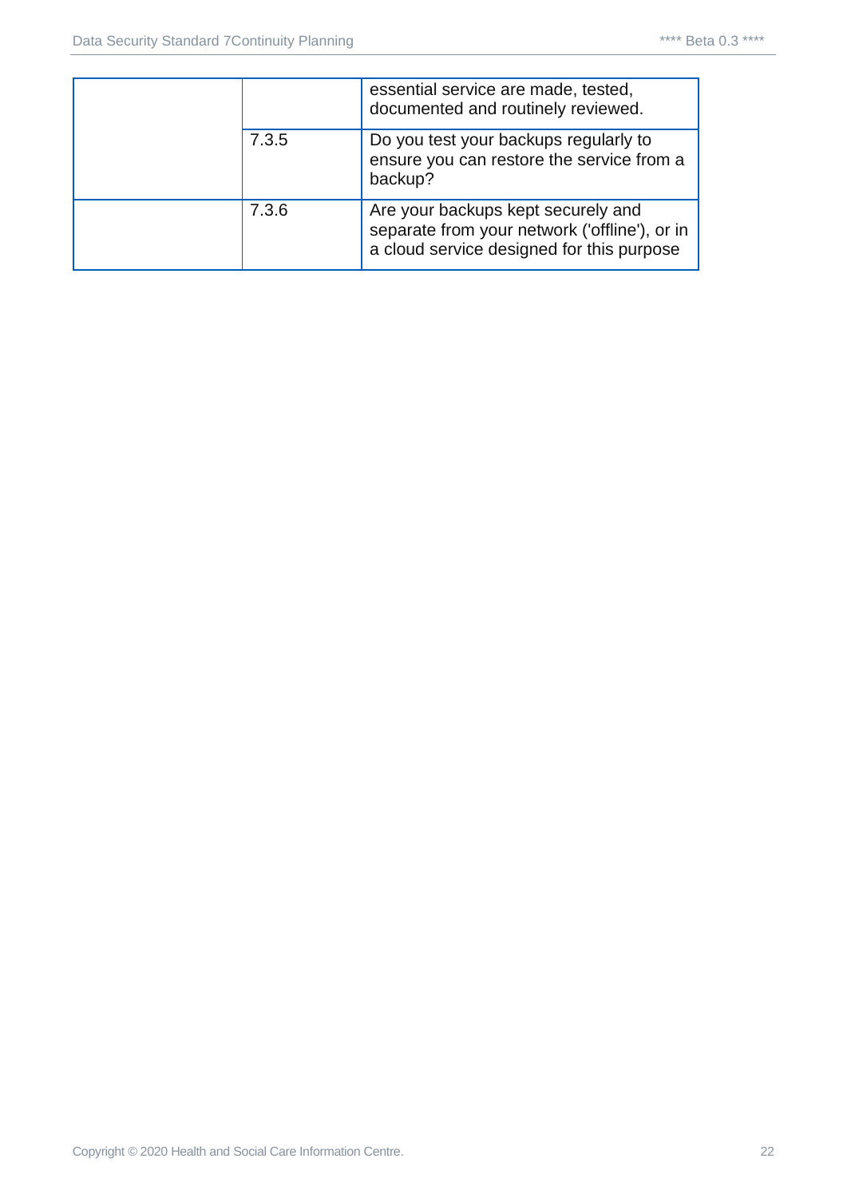| | | |
|---|---|---|
| | | essential service are made, tested, documented and routinely reviewed. |
| | 7.3.5 | Do you test your backups regularly to ensure you can restore the service from a backup? |
| | 7.3.6 | Are your backups kept securely and separate from your network ('offline'), or in a cloud service designed for this purpose |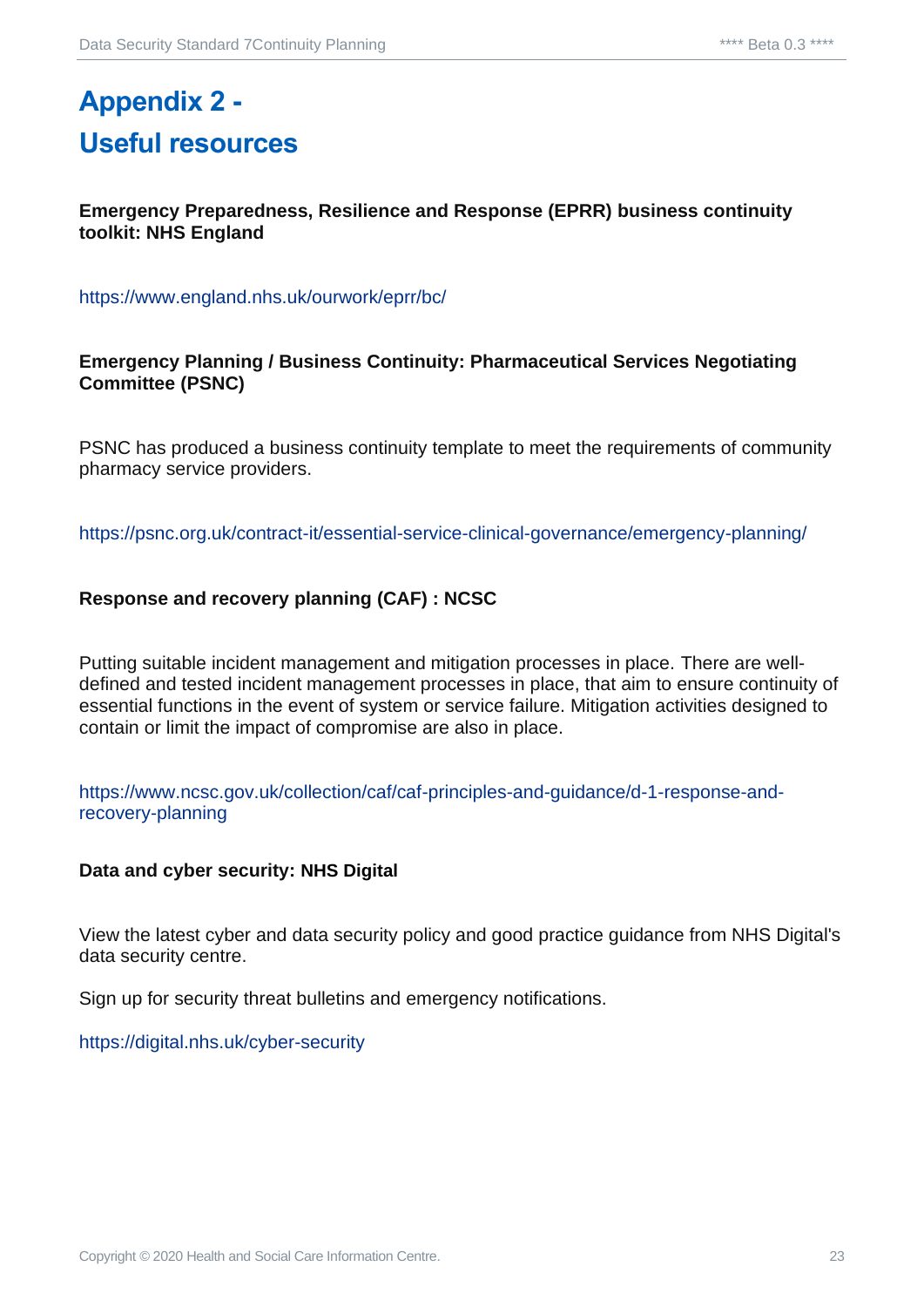# Appendix 2 - Useful resources

**Emergency Preparedness, Resilience and Response (EPRR) business continuity toolkit: NHS England**

https://www.england.nhs.uk/ourwork/eprr/bc/

**Emergency Planning / Business Continuity: Pharmaceutical Services Negotiating Committee (PSNC)**

PSNC has produced a business continuity template to meet the requirements of community pharmacy service providers.

https://psnc.org.uk/contract-it/essential-service-clinical-governance/emergency-planning/

**Response and recovery planning (CAF) : NCSC**

Putting suitable incident management and mitigation processes in place. There are well-defined and tested incident management processes in place, that aim to ensure continuity of essential functions in the event of system or service failure. Mitigation activities designed to contain or limit the impact of compromise are also in place.

https://www.ncsc.gov.uk/collection/caf/caf-principles-and-guidance/d-1-response-and-recovery-planning

**Data and cyber security: NHS Digital**

View the latest cyber and data security policy and good practice guidance from NHS Digital's data security centre.

Sign up for security threat bulletins and emergency notifications.

https://digital.nhs.uk/cyber-security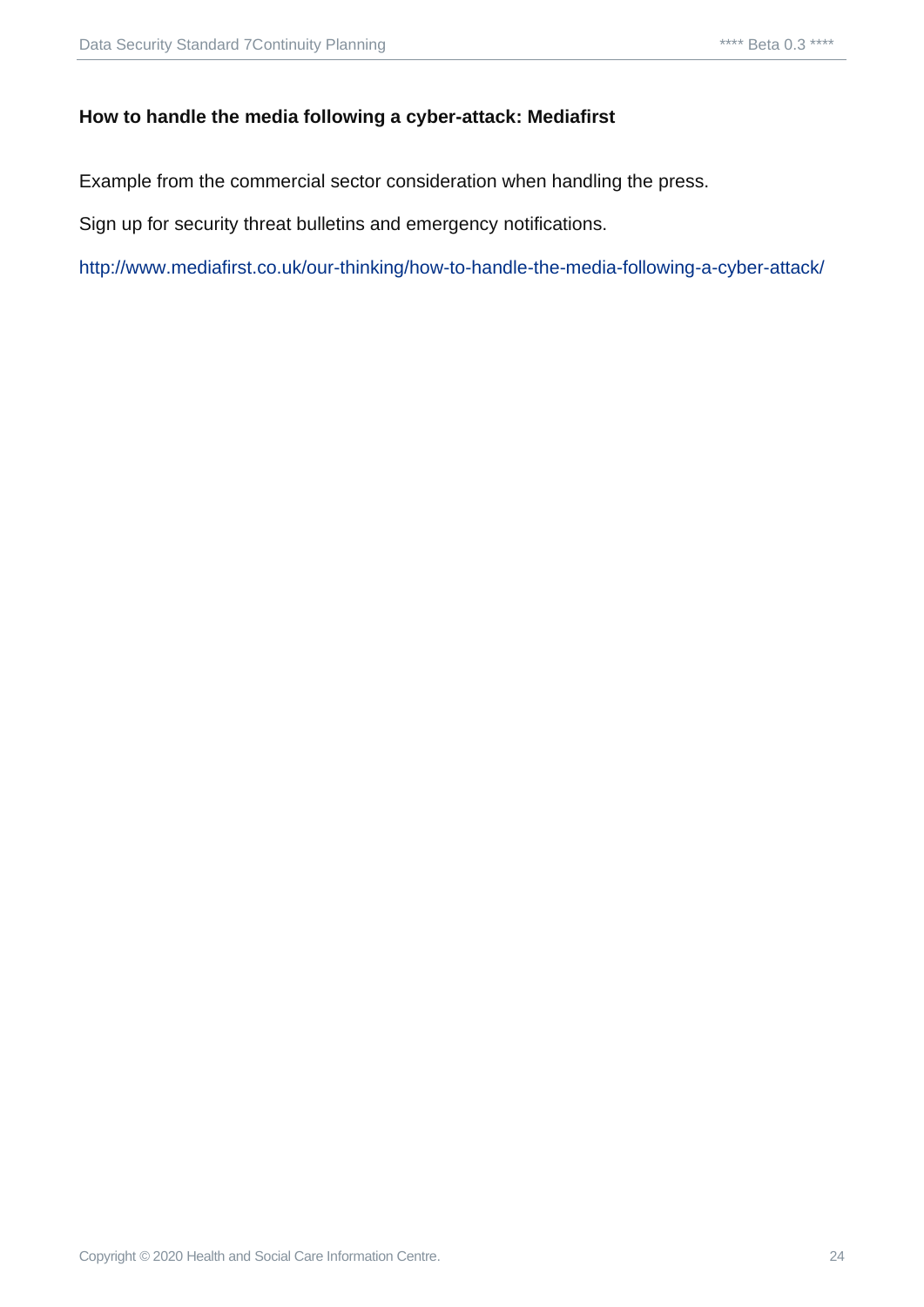**How to handle the media following a cyber-attack: Mediafirst**

Example from the commercial sector consideration when handling the press.

Sign up for security threat bulletins and emergency notifications.

http://www.mediafirst.co.uk/our-thinking/how-to-handle-the-media-following-a-cyber-attack/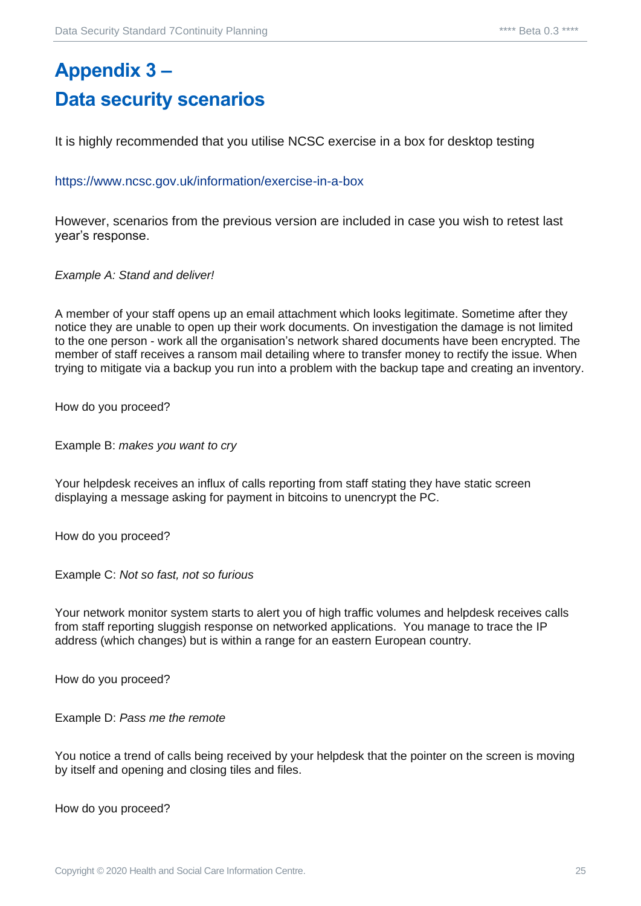# Appendix 3 –
# Data security scenarios

It is highly recommended that you utilise NCSC exercise in a box for desktop testing

https://www.ncsc.gov.uk/information/exercise-in-a-box

However, scenarios from the previous version are included in case you wish to retest last year's response.

*Example A: Stand and deliver!*

A member of your staff opens up an email attachment which looks legitimate. Sometime after they notice they are unable to open up their work documents. On investigation the damage is not limited to the one person - work all the organisation's network shared documents have been encrypted. The member of staff receives a ransom mail detailing where to transfer money to rectify the issue. When trying to mitigate via a backup you run into a problem with the backup tape and creating an inventory.

How do you proceed?

Example B: *makes you want to cry*

Your helpdesk receives an influx of calls reporting from staff stating they have static screen displaying a message asking for payment in bitcoins to unencrypt the PC.

How do you proceed?

Example C: *Not so fast, not so furious*

Your network monitor system starts to alert you of high traffic volumes and helpdesk receives calls from staff reporting sluggish response on networked applications. You manage to trace the IP address (which changes) but is within a range for an eastern European country.

How do you proceed?

Example D: *Pass me the remote*

You notice a trend of calls being received by your helpdesk that the pointer on the screen is moving by itself and opening and closing tiles and files.

How do you proceed?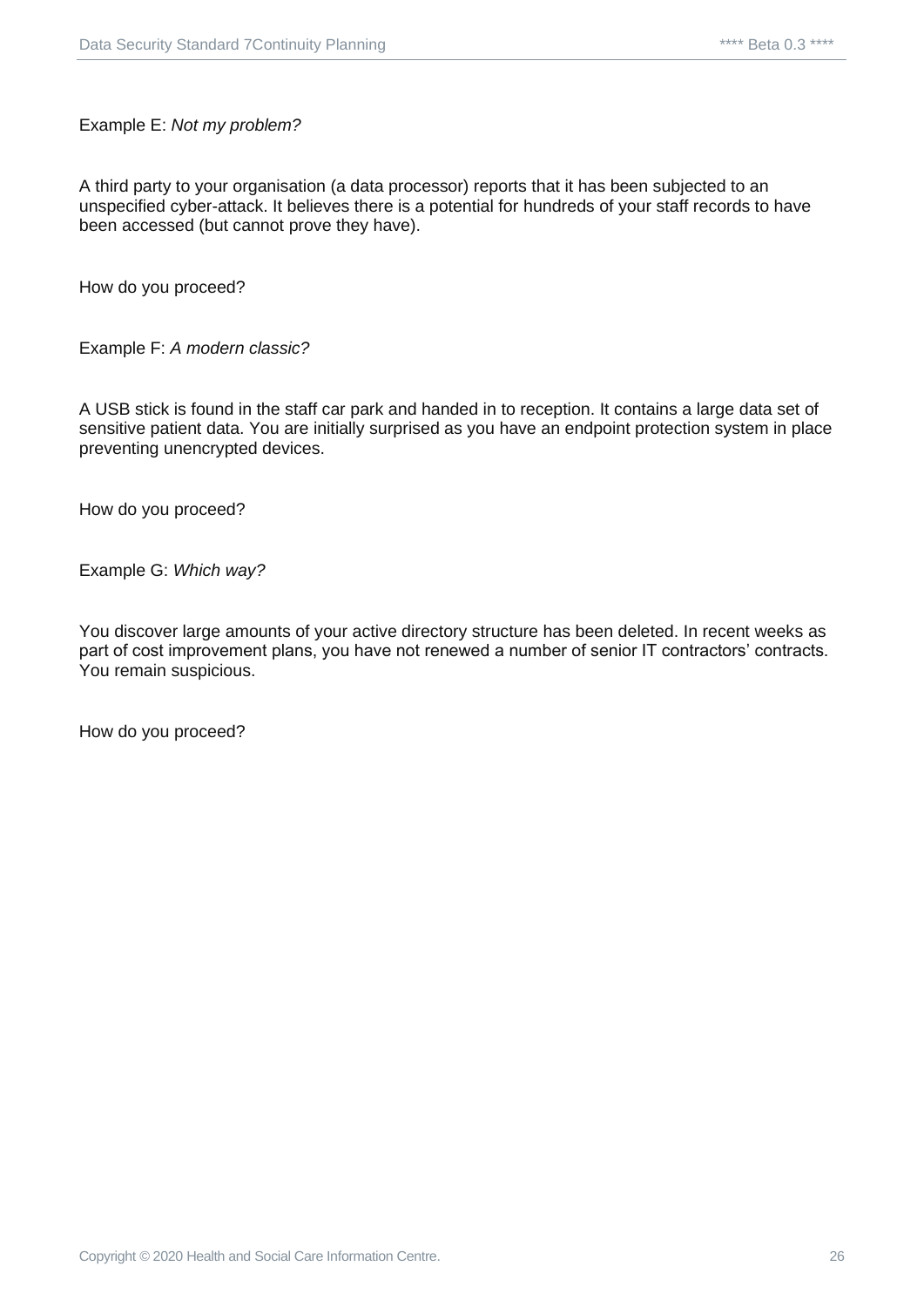Example E: *Not my problem?*

A third party to your organisation (a data processor) reports that it has been subjected to an unspecified cyber-attack. It believes there is a potential for hundreds of your staff records to have been accessed (but cannot prove they have).

How do you proceed?

Example F: *A modern classic?*

A USB stick is found in the staff car park and handed in to reception. It contains a large data set of sensitive patient data. You are initially surprised as you have an endpoint protection system in place preventing unencrypted devices.

How do you proceed?

Example G: *Which way?*

You discover large amounts of your active directory structure has been deleted. In recent weeks as part of cost improvement plans, you have not renewed a number of senior IT contractors' contracts. You remain suspicious.

How do you proceed?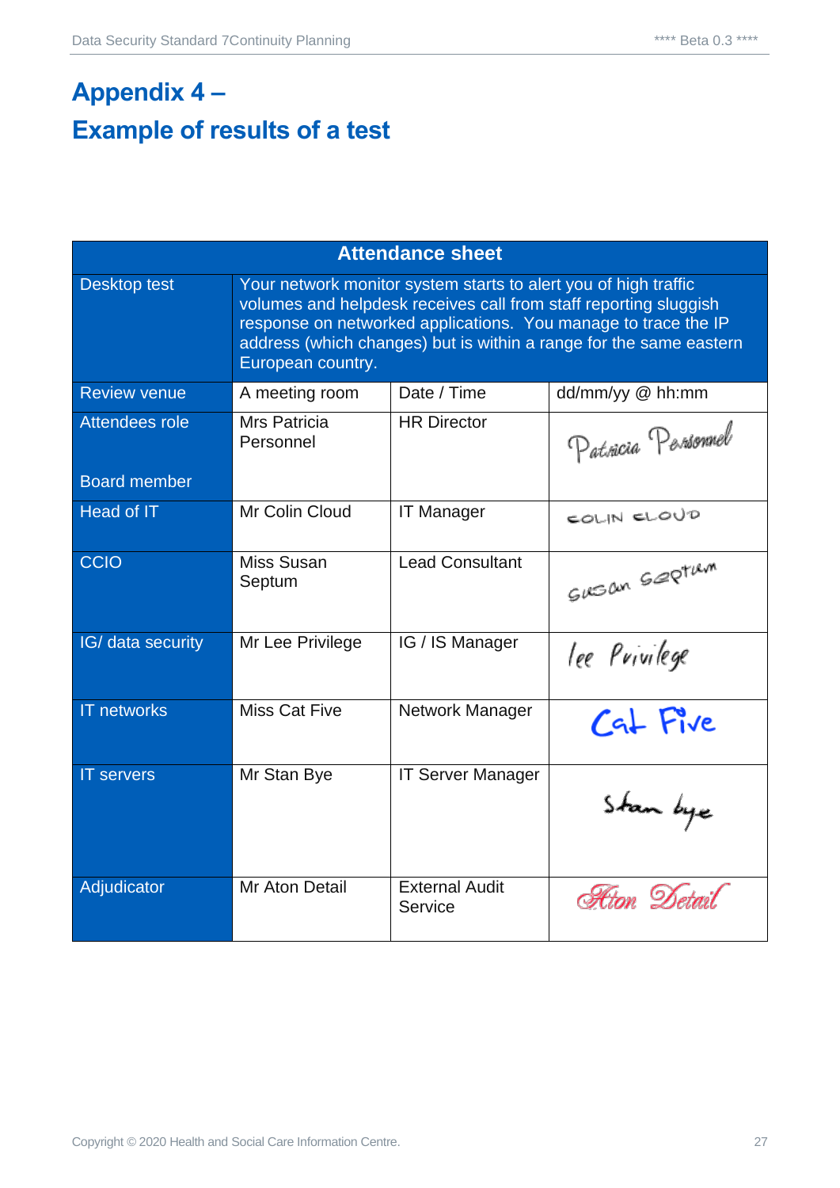# Appendix 4 –
# Example of results of a test

| Attendance sheet | | | |
|---|---|---|---|
| Desktop test | Your network monitor system starts to alert you of high traffic volumes and helpdesk receives call from staff reporting sluggish response on networked applications. You manage to trace the IP address (which changes) but is within a range for the same eastern European country. | | |
| Review venue | A meeting room | Date / Time | dd/mm/yy @ hh:mm |
| Attendees role<br><br>Board member | Mrs Patricia Personnel | HR Director | Patricia Personnel |
| Head of IT | Mr Colin Cloud | IT Manager | COLIN CLOUD |
| CCIO | Miss Susan Septum | Lead Consultant | Susan Septum |
| IG/ data security | Mr Lee Privilege | IG / IS Manager | lee Privilege |
| IT networks | Miss Cat Five | Network Manager | Cat Five |
| IT servers | Mr Stan Bye | IT Server Manager | Stan bye |
| Adjudicator | Mr Aton Detail | External Audit Service | Aton Detail |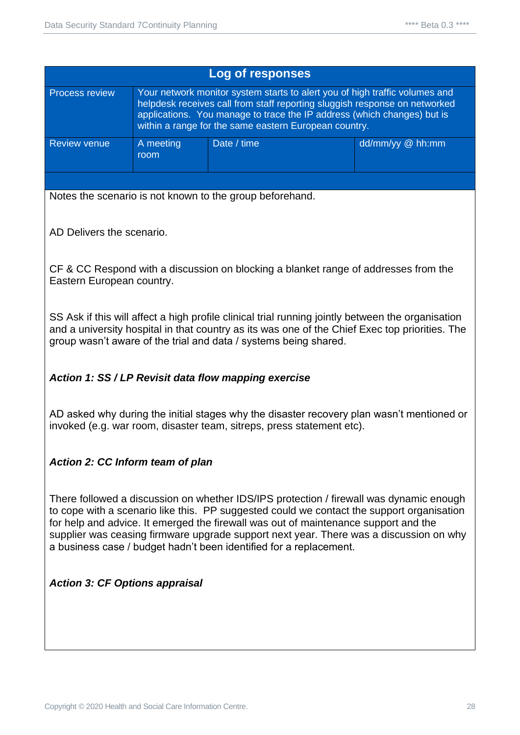| Log of responses | | | |
|---|---|---|---|
| Process review | Your network monitor system starts to alert you of high traffic volumes and helpdesk receives call from staff reporting sluggish response on networked applications. You manage to trace the IP address (which changes) but is within a range for the same eastern European country. | | |
| Review venue | A meeting room | Date / time | dd/mm/yy @ hh:mm |

Notes the scenario is not known to the group beforehand.

AD Delivers the scenario.

CF & CC Respond with a discussion on blocking a blanket range of addresses from the Eastern European country.

SS Ask if this will affect a high profile clinical trial running jointly between the organisation and a university hospital in that country as its was one of the Chief Exec top priorities. The group wasn't aware of the trial and data / systems being shared.

***Action 1: SS / LP Revisit data flow mapping exercise***

AD asked why during the initial stages why the disaster recovery plan wasn't mentioned or invoked (e.g. war room, disaster team, sitreps, press statement etc).

***Action 2: CC Inform team of plan***

There followed a discussion on whether IDS/IPS protection / firewall was dynamic enough to cope with a scenario like this. PP suggested could we contact the support organisation for help and advice. It emerged the firewall was out of maintenance support and the supplier was ceasing firmware upgrade support next year. There was a discussion on why a business case / budget hadn't been identified for a replacement.

***Action 3: CF Options appraisal***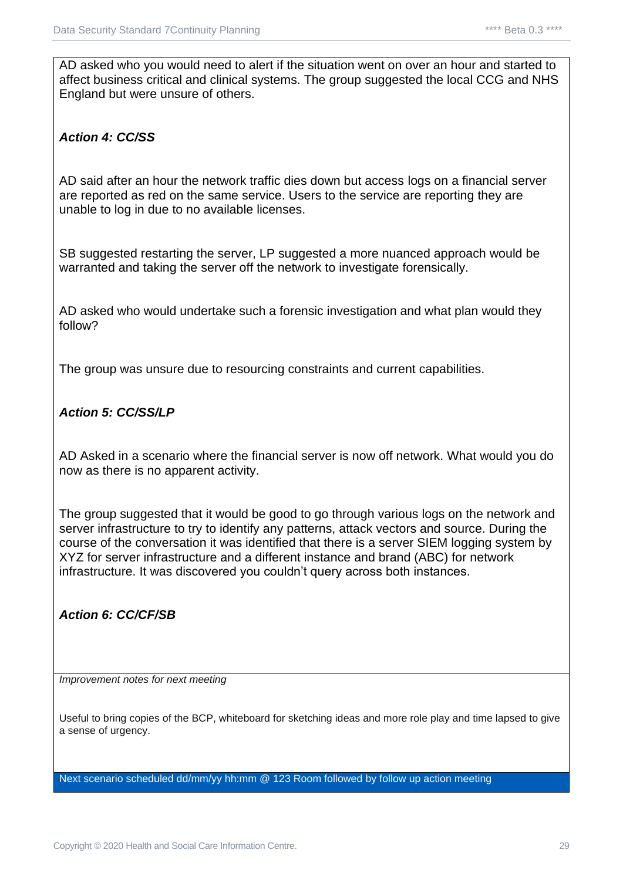AD asked who you would need to alert if the situation went on over an hour and started to affect business critical and clinical systems. The group suggested the local CCG and NHS England but were unsure of others.

***Action 4: CC/SS***

AD said after an hour the network traffic dies down but access logs on a financial server are reported as red on the same service. Users to the service are reporting they are unable to log in due to no available licenses.

SB suggested restarting the server, LP suggested a more nuanced approach would be warranted and taking the server off the network to investigate forensically.

AD asked who would undertake such a forensic investigation and what plan would they follow?

The group was unsure due to resourcing constraints and current capabilities.

***Action 5: CC/SS/LP***

AD Asked in a scenario where the financial server is now off network. What would you do now as there is no apparent activity.

The group suggested that it would be good to go through various logs on the network and server infrastructure to try to identify any patterns, attack vectors and source. During the course of the conversation it was identified that there is a server SIEM logging system by XYZ for server infrastructure and a different instance and brand (ABC) for network infrastructure. It was discovered you couldn't query across both instances.

***Action 6: CC/CF/SB***

*Improvement notes for next meeting*

Useful to bring copies of the BCP, whiteboard for sketching ideas and more role play and time lapsed to give a sense of urgency.

Next scenario scheduled dd/mm/yy hh:mm @ 123 Room followed by follow up action meeting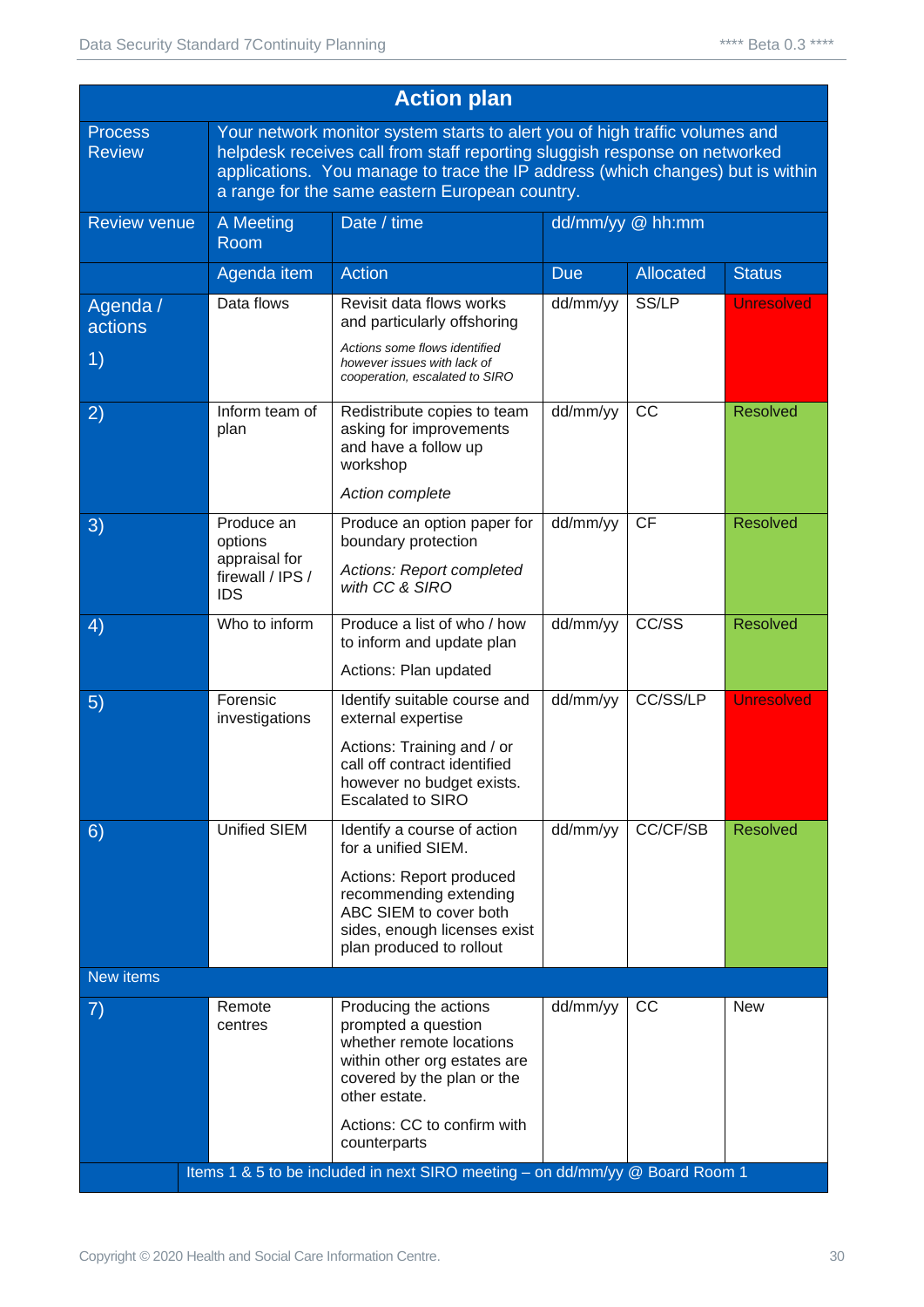## Action plan

| | | | | | |
|---|---|---|---|---|---|
| Process Review | Your network monitor system starts to alert you of high traffic volumes and helpdesk receives call from staff reporting sluggish response on networked applications. You manage to trace the IP address (which changes) but is within a range for the same eastern European country. | | | | |
| Review venue | A Meeting Room | Date / time | dd/mm/yy @ hh:mm | | |
| | Agenda item | Action | Due | Allocated | Status |
| Agenda / actions 1) | Data flows | Revisit data flows works and particularly offshoring<br>*Actions some flows identified however issues with lack of cooperation, escalated to SIRO* | dd/mm/yy | SS/LP | Unresolved |
| 2) | Inform team of plan | Redistribute copies to team asking for improvements and have a follow up workshop<br>*Action complete* | dd/mm/yy | CC | Resolved |
| 3) | Produce an options appraisal for firewall / IPS / IDS | Produce an option paper for boundary protection<br>*Actions: Report completed with CC & SIRO* | dd/mm/yy | CF | Resolved |
| 4) | Who to inform | Produce a list of who / how to inform and update plan<br>Actions: Plan updated | dd/mm/yy | CC/SS | Resolved |
| 5) | Forensic investigations | Identify suitable course and external expertise<br>Actions: Training and / or call off contract identified however no budget exists. Escalated to SIRO | dd/mm/yy | CC/SS/LP | Unresolved |
| 6) | Unified SIEM | Identify a course of action for a unified SIEM.<br>Actions: Report produced recommending extending ABC SIEM to cover both sides, enough licenses exist plan produced to rollout | dd/mm/yy | CC/CF/SB | Resolved |
| New items | | | | | |
| 7) | Remote centres | Producing the actions prompted a question whether remote locations within other org estates are covered by the plan or the other estate.<br>Actions: CC to confirm with counterparts | dd/mm/yy | CC | New |
| Items 1 & 5 to be included in next SIRO meeting – on dd/mm/yy @ Board Room 1 | | | | | |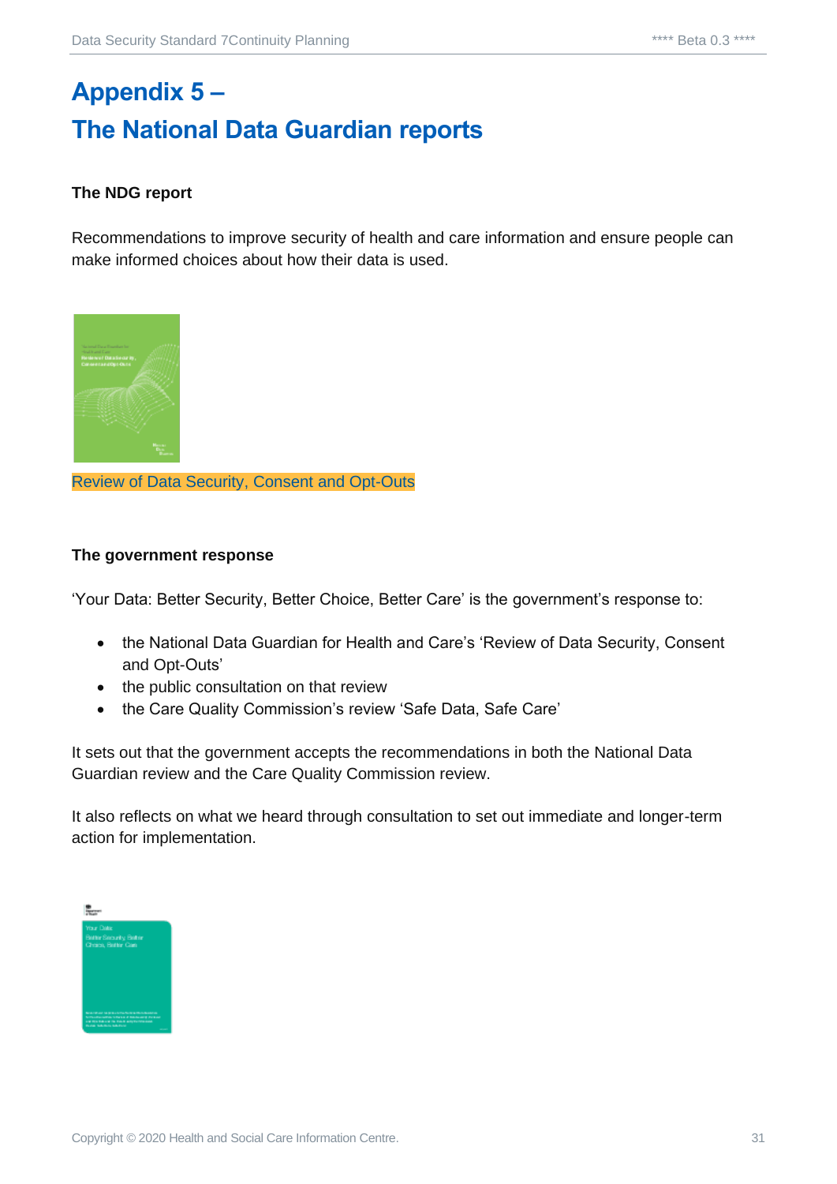# Appendix 5 – The National Data Guardian reports

**The NDG report**

Recommendations to improve security of health and care information and ensure people can make informed choices about how their data is used.

Review of Data Security, Consent and Opt-Outs

**The government response**

'Your Data: Better Security, Better Choice, Better Care' is the government's response to:

- the National Data Guardian for Health and Care's 'Review of Data Security, Consent and Opt-Outs'
- the public consultation on that review
- the Care Quality Commission's review 'Safe Data, Safe Care'

It sets out that the government accepts the recommendations in both the National Data Guardian review and the Care Quality Commission review.

It also reflects on what we heard through consultation to set out immediate and longer-term action for implementation.